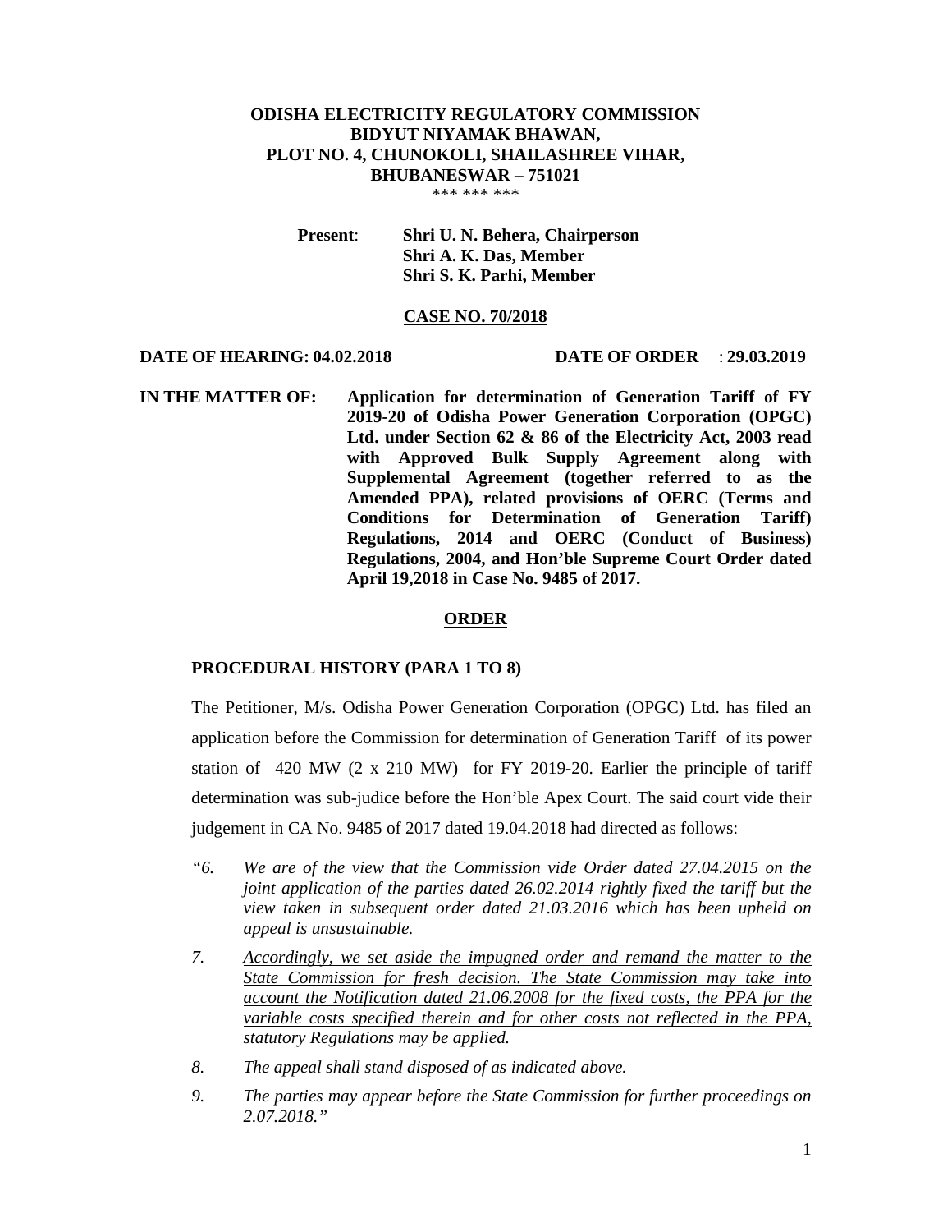**ODISHA ELECTRICITY REGULATORY COMMISSION**
**BIDYUT NIYAMAK BHAWAN,**
**PLOT NO. 4, CHUNOKOLI, SHAILASHREE VIHAR,**
**BHUBANESWAR – 751021**

*** *** ***

**Present**: **Shri U. N. Behera, Chairperson**
**Shri A. K. Das, Member**
**Shri S. K. Parhi, Member**

**CASE NO. 70/2018**

**DATE OF HEARING: 04.02.2018** **DATE OF ORDER** : **29.03.2019**

**IN THE MATTER OF:** **Application for determination of Generation Tariff of FY 2019-20 of Odisha Power Generation Corporation (OPGC) Ltd. under Section 62 & 86 of the Electricity Act, 2003 read with Approved Bulk Supply Agreement along with Supplemental Agreement (together referred to as the Amended PPA), related provisions of OERC (Terms and Conditions for Determination of Generation Tariff) Regulations, 2014 and OERC (Conduct of Business) Regulations, 2004, and Hon'ble Supreme Court Order dated April 19,2018 in Case No. 9485 of 2017.**

**ORDER**

**PROCEDURAL HISTORY (PARA 1 TO 8)**

The Petitioner, M/s. Odisha Power Generation Corporation (OPGC) Ltd. has filed an application before the Commission for determination of Generation Tariff of its power station of 420 MW (2 x 210 MW) for FY 2019-20. Earlier the principle of tariff determination was sub-judice before the Hon'ble Apex Court. The said court vide their judgement in CA No. 9485 of 2017 dated 19.04.2018 had directed as follows:

*"6. We are of the view that the Commission vide Order dated 27.04.2015 on the joint application of the parties dated 26.02.2014 rightly fixed the tariff but the view taken in subsequent order dated 21.03.2016 which has been upheld on appeal is unsustainable.*

*7. <u>Accordingly, we set aside the impugned order and remand the matter to the State Commission for fresh decision. The State Commission may take into account the Notification dated 21.06.2008 for the fixed costs, the PPA for the variable costs specified therein and for other costs not reflected in the PPA, statutory Regulations may be applied.</u>*

*8. The appeal shall stand disposed of as indicated above.*

*9. The parties may appear before the State Commission for further proceedings on 2.07.2018."*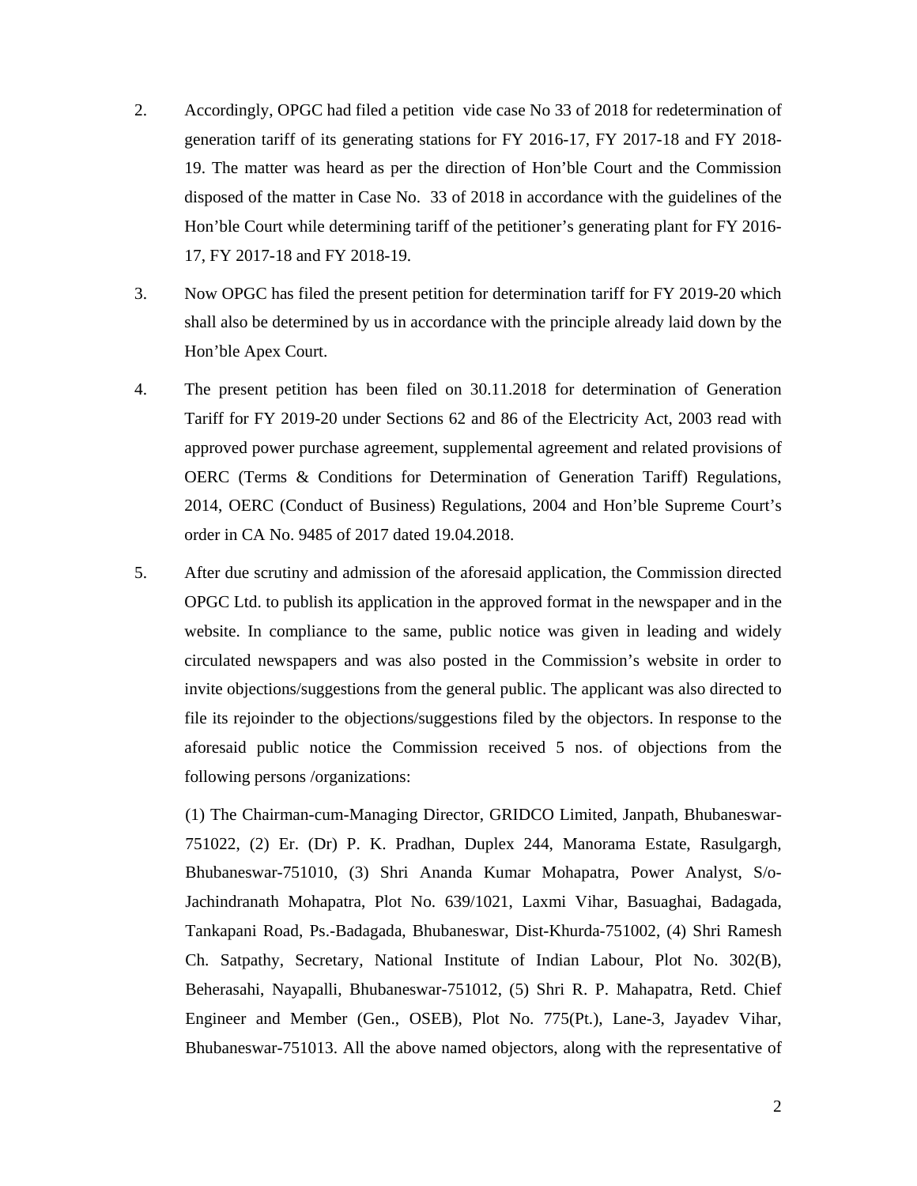2. Accordingly, OPGC had filed a petition vide case No 33 of 2018 for redetermination of generation tariff of its generating stations for FY 2016-17, FY 2017-18 and FY 2018-19. The matter was heard as per the direction of Hon'ble Court and the Commission disposed of the matter in Case No. 33 of 2018 in accordance with the guidelines of the Hon'ble Court while determining tariff of the petitioner's generating plant for FY 2016-17, FY 2017-18 and FY 2018-19.

3. Now OPGC has filed the present petition for determination tariff for FY 2019-20 which shall also be determined by us in accordance with the principle already laid down by the Hon'ble Apex Court.

4. The present petition has been filed on 30.11.2018 for determination of Generation Tariff for FY 2019-20 under Sections 62 and 86 of the Electricity Act, 2003 read with approved power purchase agreement, supplemental agreement and related provisions of OERC (Terms & Conditions for Determination of Generation Tariff) Regulations, 2014, OERC (Conduct of Business) Regulations, 2004 and Hon'ble Supreme Court's order in CA No. 9485 of 2017 dated 19.04.2018.

5. After due scrutiny and admission of the aforesaid application, the Commission directed OPGC Ltd. to publish its application in the approved format in the newspaper and in the website. In compliance to the same, public notice was given in leading and widely circulated newspapers and was also posted in the Commission's website in order to invite objections/suggestions from the general public. The applicant was also directed to file its rejoinder to the objections/suggestions filed by the objectors. In response to the aforesaid public notice the Commission received 5 nos. of objections from the following persons /organizations:

   (1) The Chairman-cum-Managing Director, GRIDCO Limited, Janpath, Bhubaneswar-751022, (2) Er. (Dr) P. K. Pradhan, Duplex 244, Manorama Estate, Rasulgargh, Bhubaneswar-751010, (3) Shri Ananda Kumar Mohapatra, Power Analyst, S/o-Jachindranath Mohapatra, Plot No. 639/1021, Laxmi Vihar, Basuaghai, Badagada, Tankapani Road, Ps.-Badagada, Bhubaneswar, Dist-Khurda-751002, (4) Shri Ramesh Ch. Satpathy, Secretary, National Institute of Indian Labour, Plot No. 302(B), Beherasahi, Nayapalli, Bhubaneswar-751012, (5) Shri R. P. Mahapatra, Retd. Chief Engineer and Member (Gen., OSEB), Plot No. 775(Pt.), Lane-3, Jayadev Vihar, Bhubaneswar-751013. All the above named objectors, along with the representative of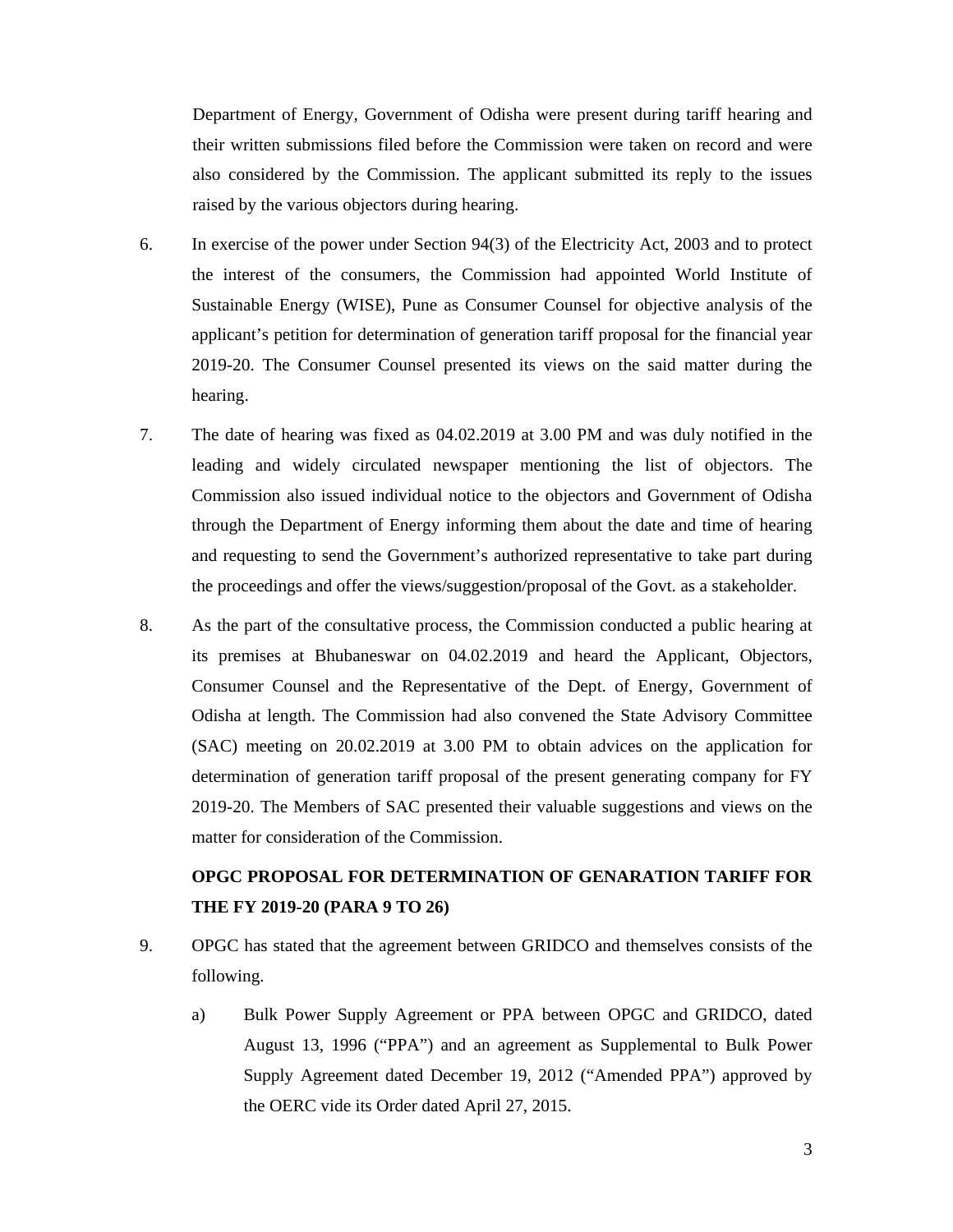Department of Energy, Government of Odisha were present during tariff hearing and their written submissions filed before the Commission were taken on record and were also considered by the Commission. The applicant submitted its reply to the issues raised by the various objectors during hearing.

6. In exercise of the power under Section 94(3) of the Electricity Act, 2003 and to protect the interest of the consumers, the Commission had appointed World Institute of Sustainable Energy (WISE), Pune as Consumer Counsel for objective analysis of the applicant's petition for determination of generation tariff proposal for the financial year 2019-20. The Consumer Counsel presented its views on the said matter during the hearing.

7. The date of hearing was fixed as 04.02.2019 at 3.00 PM and was duly notified in the leading and widely circulated newspaper mentioning the list of objectors. The Commission also issued individual notice to the objectors and Government of Odisha through the Department of Energy informing them about the date and time of hearing and requesting to send the Government's authorized representative to take part during the proceedings and offer the views/suggestion/proposal of the Govt. as a stakeholder.

8. As the part of the consultative process, the Commission conducted a public hearing at its premises at Bhubaneswar on 04.02.2019 and heard the Applicant, Objectors, Consumer Counsel and the Representative of the Dept. of Energy, Government of Odisha at length. The Commission had also convened the State Advisory Committee (SAC) meeting on 20.02.2019 at 3.00 PM to obtain advices on the application for determination of generation tariff proposal of the present generating company for FY 2019-20. The Members of SAC presented their valuable suggestions and views on the matter for consideration of the Commission.

**OPGC PROPOSAL FOR DETERMINATION OF GENARATION TARIFF FOR THE FY 2019-20 (PARA 9 TO 26)**

9. OPGC has stated that the agreement between GRIDCO and themselves consists of the following.

   a) Bulk Power Supply Agreement or PPA between OPGC and GRIDCO, dated August 13, 1996 ("PPA") and an agreement as Supplemental to Bulk Power Supply Agreement dated December 19, 2012 ("Amended PPA") approved by the OERC vide its Order dated April 27, 2015.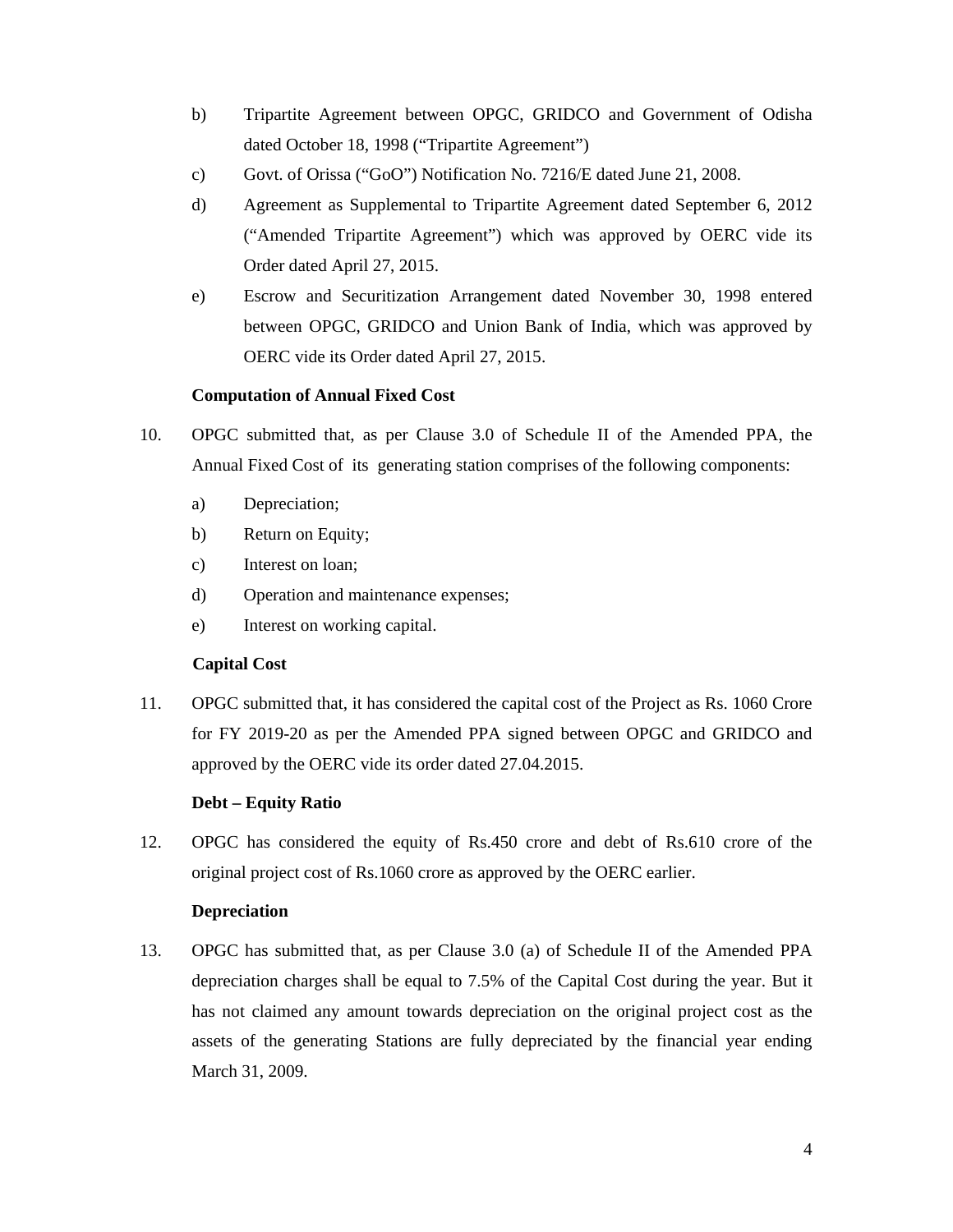b) Tripartite Agreement between OPGC, GRIDCO and Government of Odisha dated October 18, 1998 ("Tripartite Agreement")

c) Govt. of Orissa ("GoO") Notification No. 7216/E dated June 21, 2008.

d) Agreement as Supplemental to Tripartite Agreement dated September 6, 2012 ("Amended Tripartite Agreement") which was approved by OERC vide its Order dated April 27, 2015.

e) Escrow and Securitization Arrangement dated November 30, 1998 entered between OPGC, GRIDCO and Union Bank of India, which was approved by OERC vide its Order dated April 27, 2015.

**Computation of Annual Fixed Cost**

10. OPGC submitted that, as per Clause 3.0 of Schedule II of the Amended PPA, the Annual Fixed Cost of its generating station comprises of the following components:

   a) Depreciation;

   b) Return on Equity;

   c) Interest on loan;

   d) Operation and maintenance expenses;

   e) Interest on working capital.

**Capital Cost**

11. OPGC submitted that, it has considered the capital cost of the Project as Rs. 1060 Crore for FY 2019-20 as per the Amended PPA signed between OPGC and GRIDCO and approved by the OERC vide its order dated 27.04.2015.

**Debt – Equity Ratio**

12. OPGC has considered the equity of Rs.450 crore and debt of Rs.610 crore of the original project cost of Rs.1060 crore as approved by the OERC earlier.

**Depreciation**

13. OPGC has submitted that, as per Clause 3.0 (a) of Schedule II of the Amended PPA depreciation charges shall be equal to 7.5% of the Capital Cost during the year. But it has not claimed any amount towards depreciation on the original project cost as the assets of the generating Stations are fully depreciated by the financial year ending March 31, 2009.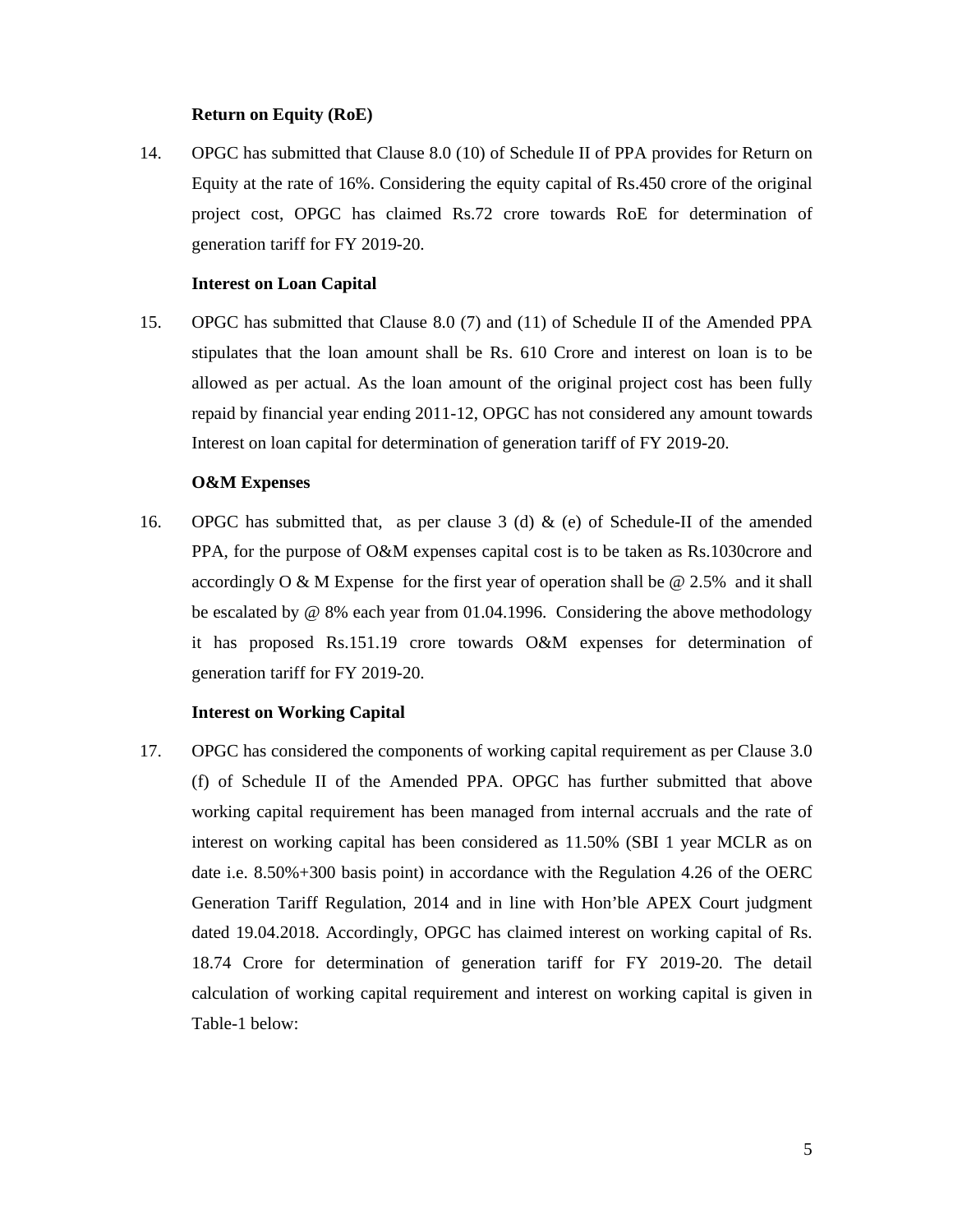**Return on Equity (RoE)**

14. OPGC has submitted that Clause 8.0 (10) of Schedule II of PPA provides for Return on Equity at the rate of 16%. Considering the equity capital of Rs.450 crore of the original project cost, OPGC has claimed Rs.72 crore towards RoE for determination of generation tariff for FY 2019-20.

**Interest on Loan Capital**

15. OPGC has submitted that Clause 8.0 (7) and (11) of Schedule II of the Amended PPA stipulates that the loan amount shall be Rs. 610 Crore and interest on loan is to be allowed as per actual. As the loan amount of the original project cost has been fully repaid by financial year ending 2011-12, OPGC has not considered any amount towards Interest on loan capital for determination of generation tariff of FY 2019-20.

**O&M Expenses**

16. OPGC has submitted that, as per clause 3 (d) & (e) of Schedule-II of the amended PPA, for the purpose of O&M expenses capital cost is to be taken as Rs.1030crore and accordingly O & M Expense for the first year of operation shall be @ 2.5% and it shall be escalated by @ 8% each year from 01.04.1996. Considering the above methodology it has proposed Rs.151.19 crore towards O&M expenses for determination of generation tariff for FY 2019-20.

**Interest on Working Capital**

17. OPGC has considered the components of working capital requirement as per Clause 3.0 (f) of Schedule II of the Amended PPA. OPGC has further submitted that above working capital requirement has been managed from internal accruals and the rate of interest on working capital has been considered as 11.50% (SBI 1 year MCLR as on date i.e. 8.50%+300 basis point) in accordance with the Regulation 4.26 of the OERC Generation Tariff Regulation, 2014 and in line with Hon'ble APEX Court judgment dated 19.04.2018. Accordingly, OPGC has claimed interest on working capital of Rs. 18.74 Crore for determination of generation tariff for FY 2019-20. The detail calculation of working capital requirement and interest on working capital is given in Table-1 below: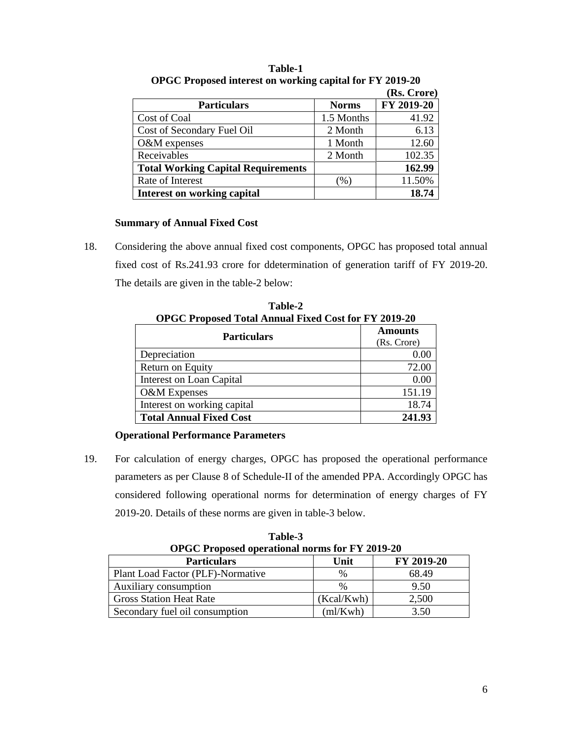**Table-1**
**OPGC Proposed interest on working capital for FY 2019-20**

**(Rs. Crore)**

| Particulars | Norms | FY 2019-20 |
|---|---|---|
| Cost of Coal | 1.5 Months | 41.92 |
| Cost of Secondary Fuel Oil | 2 Month | 6.13 |
| O&M expenses | 1 Month | 12.60 |
| Receivables | 2 Month | 102.35 |
| **Total Working Capital Requirements** | | **162.99** |
| Rate of Interest | (%) | 11.50% |
| **Interest on working capital** | | **18.74** |

**Summary of Annual Fixed Cost**

18. Considering the above annual fixed cost components, OPGC has proposed total annual fixed cost of Rs.241.93 crore for ddetermination of generation tariff of FY 2019-20. The details are given in the table-2 below:

**Table-2**
**OPGC Proposed Total Annual Fixed Cost for FY 2019-20**

| Particulars | Amounts (Rs. Crore) |
|---|---|
| Depreciation | 0.00 |
| Return on Equity | 72.00 |
| Interest on Loan Capital | 0.00 |
| O&M Expenses | 151.19 |
| Interest on working capital | 18.74 |
| **Total Annual Fixed Cost** | **241.93** |

**Operational Performance Parameters**

19. For calculation of energy charges, OPGC has proposed the operational performance parameters as per Clause 8 of Schedule-II of the amended PPA. Accordingly OPGC has considered following operational norms for determination of energy charges of FY 2019-20. Details of these norms are given in table-3 below.

**Table-3**
**OPGC Proposed operational norms for FY 2019-20**

| Particulars | Unit | FY 2019-20 |
|---|---|---|
| Plant Load Factor (PLF)-Normative | % | 68.49 |
| Auxiliary consumption | % | 9.50 |
| Gross Station Heat Rate | (Kcal/Kwh) | 2,500 |
| Secondary fuel oil consumption | (ml/Kwh) | 3.50 |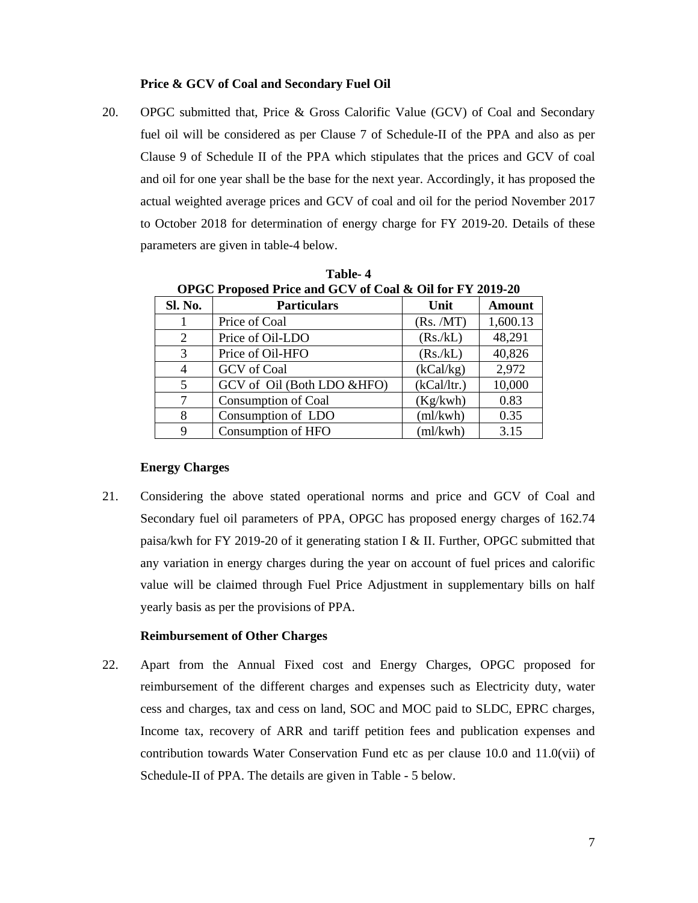**Price & GCV of Coal and Secondary Fuel Oil**

20. OPGC submitted that, Price & Gross Calorific Value (GCV) of Coal and Secondary fuel oil will be considered as per Clause 7 of Schedule-II of the PPA and also as per Clause 9 of Schedule II of the PPA which stipulates that the prices and GCV of coal and oil for one year shall be the base for the next year. Accordingly, it has proposed the actual weighted average prices and GCV of coal and oil for the period November 2017 to October 2018 for determination of energy charge for FY 2019-20. Details of these parameters are given in table-4 below.

**Table- 4**
**OPGC Proposed Price and GCV of Coal & Oil for FY 2019-20**

| Sl. No. | Particulars | Unit | Amount |
|---|---|---|---|
| 1 | Price of Coal | (Rs. /MT) | 1,600.13 |
| 2 | Price of Oil-LDO | (Rs./kL) | 48,291 |
| 3 | Price of Oil-HFO | (Rs./kL) | 40,826 |
| 4 | GCV of Coal | (kCal/kg) | 2,972 |
| 5 | GCV of Oil (Both LDO &HFO) | (kCal/ltr.) | 10,000 |
| 7 | Consumption of Coal | (Kg/kwh) | 0.83 |
| 8 | Consumption of LDO | (ml/kwh) | 0.35 |
| 9 | Consumption of HFO | (ml/kwh) | 3.15 |

**Energy Charges**

21. Considering the above stated operational norms and price and GCV of Coal and Secondary fuel oil parameters of PPA, OPGC has proposed energy charges of 162.74 paisa/kwh for FY 2019-20 of it generating station I & II. Further, OPGC submitted that any variation in energy charges during the year on account of fuel prices and calorific value will be claimed through Fuel Price Adjustment in supplementary bills on half yearly basis as per the provisions of PPA.

**Reimbursement of Other Charges**

22. Apart from the Annual Fixed cost and Energy Charges, OPGC proposed for reimbursement of the different charges and expenses such as Electricity duty, water cess and charges, tax and cess on land, SOC and MOC paid to SLDC, EPRC charges, Income tax, recovery of ARR and tariff petition fees and publication expenses and contribution towards Water Conservation Fund etc as per clause 10.0 and 11.0(vii) of Schedule-II of PPA. The details are given in Table - 5 below.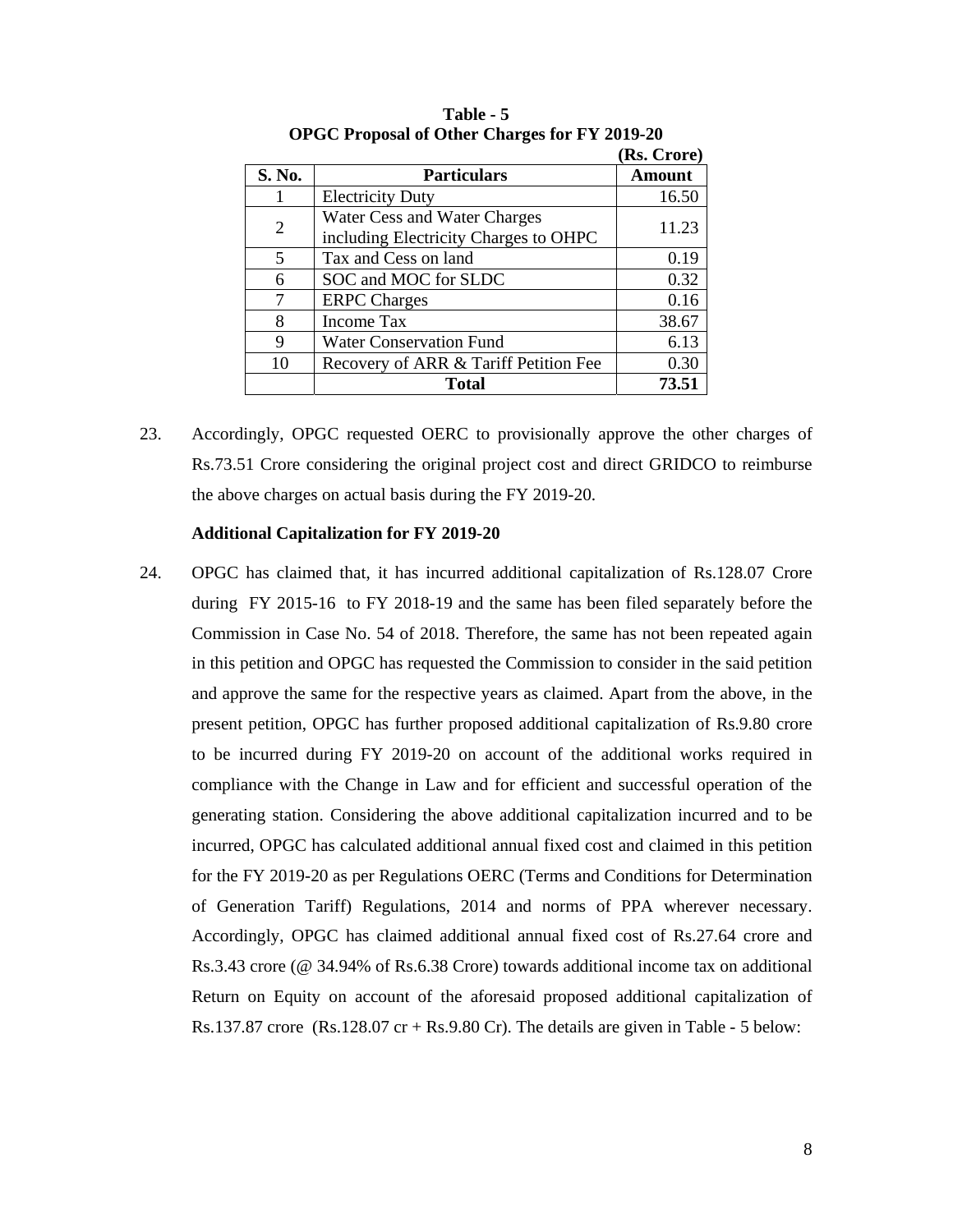**Table - 5**
**OPGC Proposal of Other Charges for FY 2019-20**

**(Rs. Crore)**

| S. No. | Particulars | Amount |
|---|---|---|
| 1 | Electricity Duty | 16.50 |
| 2 | Water Cess and Water Charges including Electricity Charges to OHPC | 11.23 |
| 5 | Tax and Cess on land | 0.19 |
| 6 | SOC and MOC for SLDC | 0.32 |
| 7 | ERPC Charges | 0.16 |
| 8 | Income Tax | 38.67 |
| 9 | Water Conservation Fund | 6.13 |
| 10 | Recovery of ARR & Tariff Petition Fee | 0.30 |
| | **Total** | **73.51** |

23. Accordingly, OPGC requested OERC to provisionally approve the other charges of Rs.73.51 Crore considering the original project cost and direct GRIDCO to reimburse the above charges on actual basis during the FY 2019-20.

**Additional Capitalization for FY 2019-20**

24. OPGC has claimed that, it has incurred additional capitalization of Rs.128.07 Crore during FY 2015-16 to FY 2018-19 and the same has been filed separately before the Commission in Case No. 54 of 2018. Therefore, the same has not been repeated again in this petition and OPGC has requested the Commission to consider in the said petition and approve the same for the respective years as claimed. Apart from the above, in the present petition, OPGC has further proposed additional capitalization of Rs.9.80 crore to be incurred during FY 2019-20 on account of the additional works required in compliance with the Change in Law and for efficient and successful operation of the generating station. Considering the above additional capitalization incurred and to be incurred, OPGC has calculated additional annual fixed cost and claimed in this petition for the FY 2019-20 as per Regulations OERC (Terms and Conditions for Determination of Generation Tariff) Regulations, 2014 and norms of PPA wherever necessary. Accordingly, OPGC has claimed additional annual fixed cost of Rs.27.64 crore and Rs.3.43 crore (@ 34.94% of Rs.6.38 Crore) towards additional income tax on additional Return on Equity on account of the aforesaid proposed additional capitalization of Rs.137.87 crore (Rs.128.07 cr + Rs.9.80 Cr). The details are given in Table - 5 below: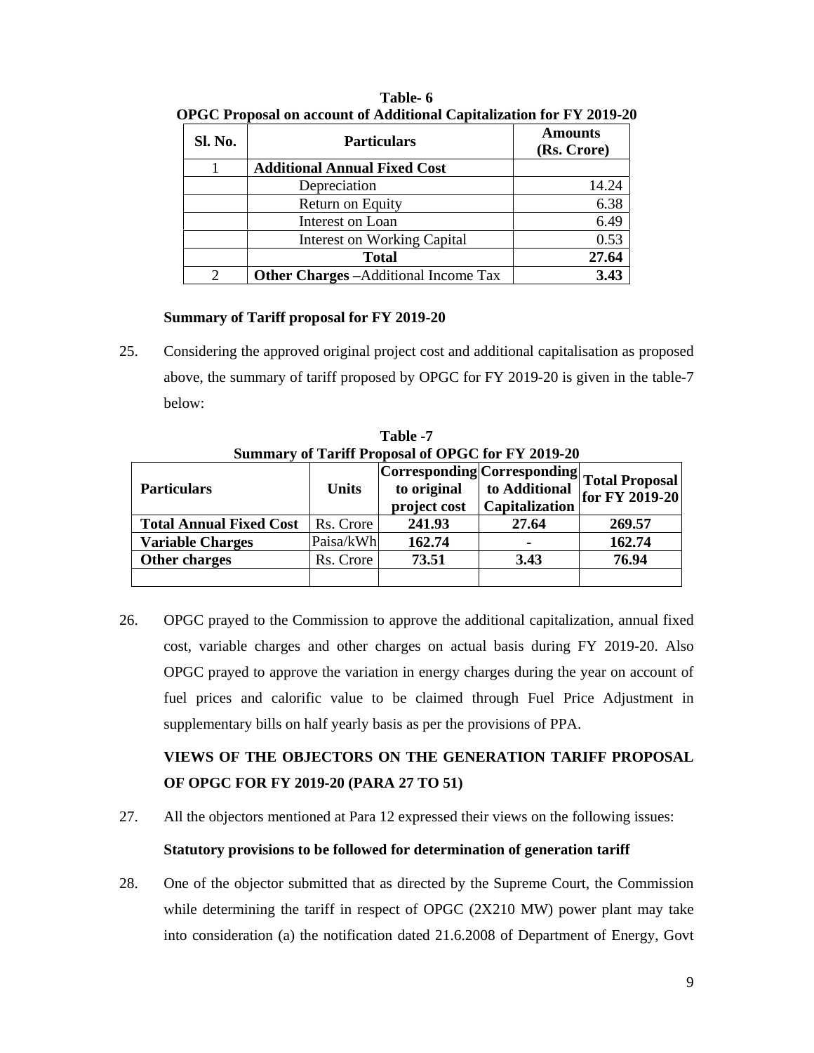**Table- 6**
**OPGC Proposal on account of Additional Capitalization for FY 2019-20**

| Sl. No. | Particulars | Amounts (Rs. Crore) |
|---|---|---|
| 1 | **Additional Annual Fixed Cost** | |
| | Depreciation | 14.24 |
| | Return on Equity | 6.38 |
| | Interest on Loan | 6.49 |
| | Interest on Working Capital | 0.53 |
| | **Total** | **27.64** |
| 2 | **Other Charges –**Additional Income Tax | **3.43** |

**Summary of Tariff proposal for FY 2019-20**

25. Considering the approved original project cost and additional capitalisation as proposed above, the summary of tariff proposed by OPGC for FY 2019-20 is given in the table-7 below:

**Table -7**
**Summary of Tariff Proposal of OPGC for FY 2019-20**

| Particulars | Units | Corresponding to original project cost | Corresponding to Additional Capitalization | Total Proposal for FY 2019-20 |
|---|---|---|---|---|
| **Total Annual Fixed Cost** | Rs. Crore | **241.93** | **27.64** | **269.57** |
| **Variable Charges** | Paisa/kWh | **162.74** | **-** | **162.74** |
| **Other charges** | Rs. Crore | **73.51** | **3.43** | **76.94** |
| | | | | |

26. OPGC prayed to the Commission to approve the additional capitalization, annual fixed cost, variable charges and other charges on actual basis during FY 2019-20. Also OPGC prayed to approve the variation in energy charges during the year on account of fuel prices and calorific value to be claimed through Fuel Price Adjustment in supplementary bills on half yearly basis as per the provisions of PPA.

**VIEWS OF THE OBJECTORS ON THE GENERATION TARIFF PROPOSAL OF OPGC FOR FY 2019-20 (PARA 27 TO 51)**

27. All the objectors mentioned at Para 12 expressed their views on the following issues:

**Statutory provisions to be followed for determination of generation tariff**

28. One of the objector submitted that as directed by the Supreme Court, the Commission while determining the tariff in respect of OPGC (2X210 MW) power plant may take into consideration (a) the notification dated 21.6.2008 of Department of Energy, Govt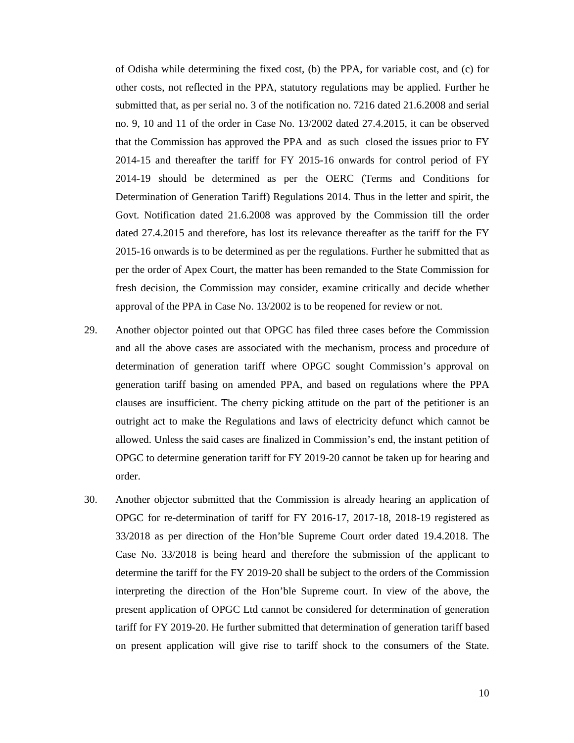of Odisha while determining the fixed cost, (b) the PPA, for variable cost, and (c) for other costs, not reflected in the PPA, statutory regulations may be applied. Further he submitted that, as per serial no. 3 of the notification no. 7216 dated 21.6.2008 and serial no. 9, 10 and 11 of the order in Case No. 13/2002 dated 27.4.2015, it can be observed that the Commission has approved the PPA and as such closed the issues prior to FY 2014-15 and thereafter the tariff for FY 2015-16 onwards for control period of FY 2014-19 should be determined as per the OERC (Terms and Conditions for Determination of Generation Tariff) Regulations 2014. Thus in the letter and spirit, the Govt. Notification dated 21.6.2008 was approved by the Commission till the order dated 27.4.2015 and therefore, has lost its relevance thereafter as the tariff for the FY 2015-16 onwards is to be determined as per the regulations. Further he submitted that as per the order of Apex Court, the matter has been remanded to the State Commission for fresh decision, the Commission may consider, examine critically and decide whether approval of the PPA in Case No. 13/2002 is to be reopened for review or not.

29. Another objector pointed out that OPGC has filed three cases before the Commission and all the above cases are associated with the mechanism, process and procedure of determination of generation tariff where OPGC sought Commission's approval on generation tariff basing on amended PPA, and based on regulations where the PPA clauses are insufficient. The cherry picking attitude on the part of the petitioner is an outright act to make the Regulations and laws of electricity defunct which cannot be allowed. Unless the said cases are finalized in Commission's end, the instant petition of OPGC to determine generation tariff for FY 2019-20 cannot be taken up for hearing and order.

30. Another objector submitted that the Commission is already hearing an application of OPGC for re-determination of tariff for FY 2016-17, 2017-18, 2018-19 registered as 33/2018 as per direction of the Hon'ble Supreme Court order dated 19.4.2018. The Case No. 33/2018 is being heard and therefore the submission of the applicant to determine the tariff for the FY 2019-20 shall be subject to the orders of the Commission interpreting the direction of the Hon'ble Supreme court. In view of the above, the present application of OPGC Ltd cannot be considered for determination of generation tariff for FY 2019-20. He further submitted that determination of generation tariff based on present application will give rise to tariff shock to the consumers of the State.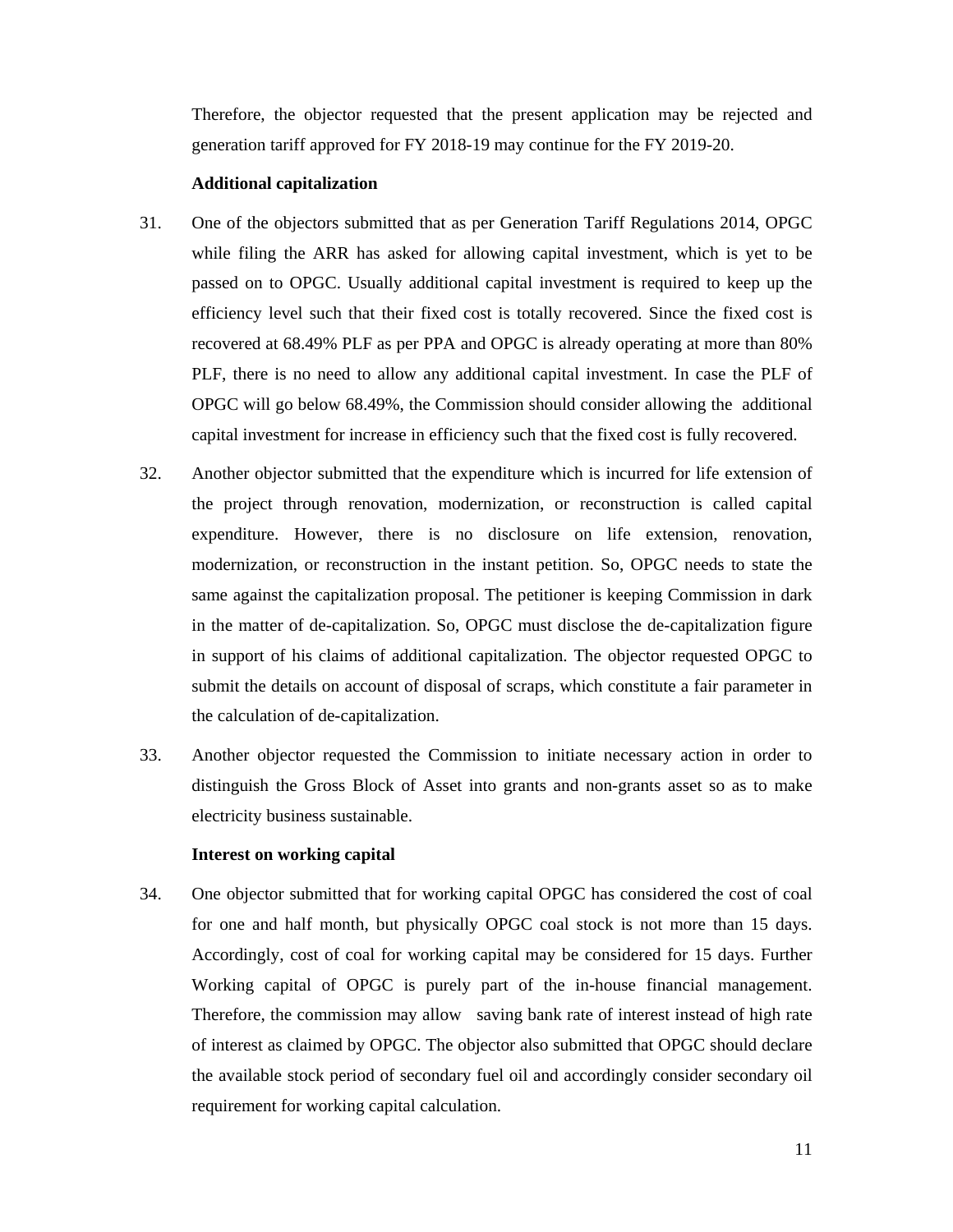Therefore, the objector requested that the present application may be rejected and generation tariff approved for FY 2018-19 may continue for the FY 2019-20.

**Additional capitalization**

31. One of the objectors submitted that as per Generation Tariff Regulations 2014, OPGC while filing the ARR has asked for allowing capital investment, which is yet to be passed on to OPGC. Usually additional capital investment is required to keep up the efficiency level such that their fixed cost is totally recovered. Since the fixed cost is recovered at 68.49% PLF as per PPA and OPGC is already operating at more than 80% PLF, there is no need to allow any additional capital investment. In case the PLF of OPGC will go below 68.49%, the Commission should consider allowing the additional capital investment for increase in efficiency such that the fixed cost is fully recovered.

32. Another objector submitted that the expenditure which is incurred for life extension of the project through renovation, modernization, or reconstruction is called capital expenditure. However, there is no disclosure on life extension, renovation, modernization, or reconstruction in the instant petition. So, OPGC needs to state the same against the capitalization proposal. The petitioner is keeping Commission in dark in the matter of de-capitalization. So, OPGC must disclose the de-capitalization figure in support of his claims of additional capitalization. The objector requested OPGC to submit the details on account of disposal of scraps, which constitute a fair parameter in the calculation of de-capitalization.

33. Another objector requested the Commission to initiate necessary action in order to distinguish the Gross Block of Asset into grants and non-grants asset so as to make electricity business sustainable.

**Interest on working capital**

34. One objector submitted that for working capital OPGC has considered the cost of coal for one and half month, but physically OPGC coal stock is not more than 15 days. Accordingly, cost of coal for working capital may be considered for 15 days. Further Working capital of OPGC is purely part of the in-house financial management. Therefore, the commission may allow saving bank rate of interest instead of high rate of interest as claimed by OPGC. The objector also submitted that OPGC should declare the available stock period of secondary fuel oil and accordingly consider secondary oil requirement for working capital calculation.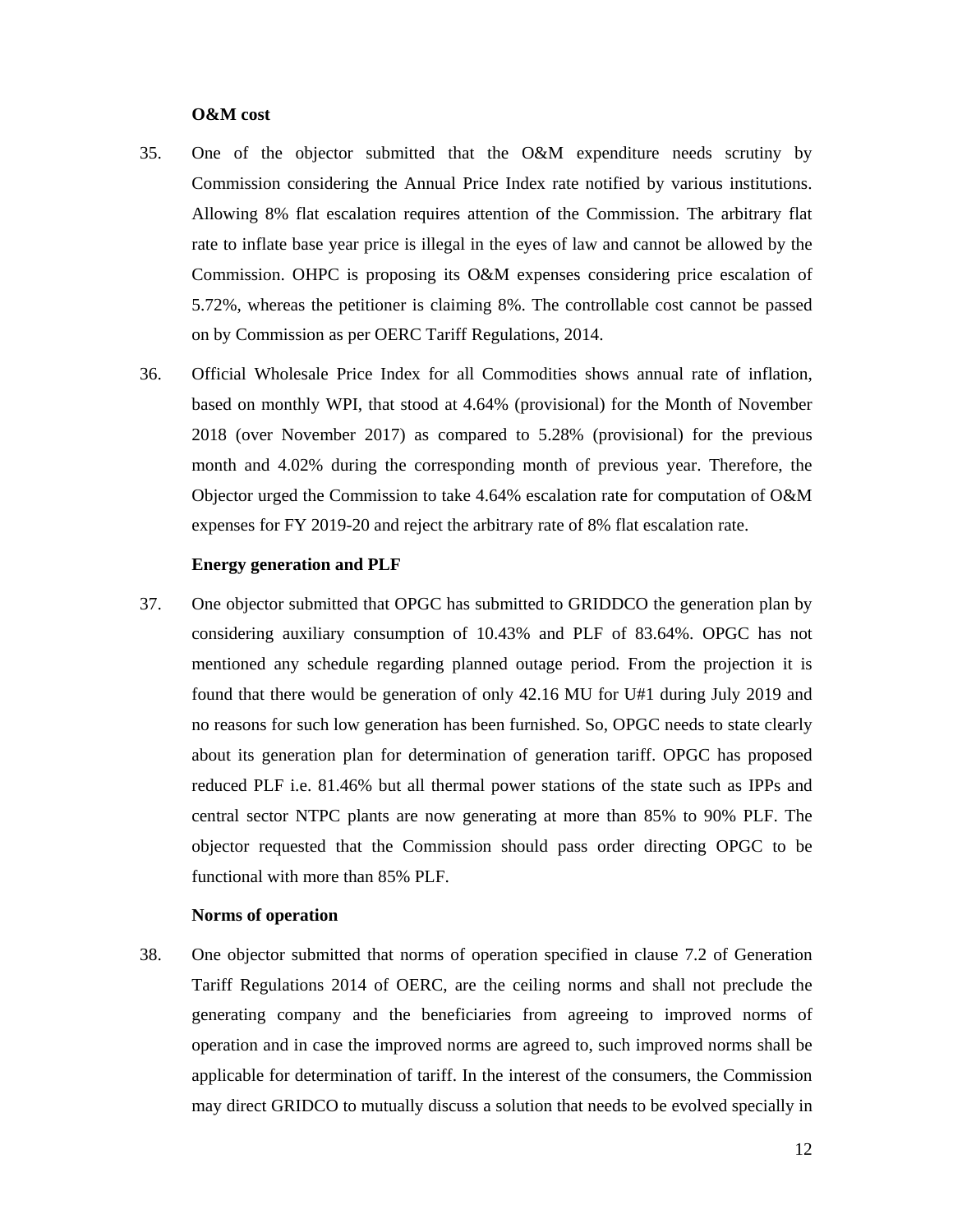**O&M cost**

35. One of the objector submitted that the O&M expenditure needs scrutiny by Commission considering the Annual Price Index rate notified by various institutions. Allowing 8% flat escalation requires attention of the Commission. The arbitrary flat rate to inflate base year price is illegal in the eyes of law and cannot be allowed by the Commission. OHPC is proposing its O&M expenses considering price escalation of 5.72%, whereas the petitioner is claiming 8%. The controllable cost cannot be passed on by Commission as per OERC Tariff Regulations, 2014.

36. Official Wholesale Price Index for all Commodities shows annual rate of inflation, based on monthly WPI, that stood at 4.64% (provisional) for the Month of November 2018 (over November 2017) as compared to 5.28% (provisional) for the previous month and 4.02% during the corresponding month of previous year. Therefore, the Objector urged the Commission to take 4.64% escalation rate for computation of O&M expenses for FY 2019-20 and reject the arbitrary rate of 8% flat escalation rate.

**Energy generation and PLF**

37. One objector submitted that OPGC has submitted to GRIDDCO the generation plan by considering auxiliary consumption of 10.43% and PLF of 83.64%. OPGC has not mentioned any schedule regarding planned outage period. From the projection it is found that there would be generation of only 42.16 MU for U#1 during July 2019 and no reasons for such low generation has been furnished. So, OPGC needs to state clearly about its generation plan for determination of generation tariff. OPGC has proposed reduced PLF i.e. 81.46% but all thermal power stations of the state such as IPPs and central sector NTPC plants are now generating at more than 85% to 90% PLF. The objector requested that the Commission should pass order directing OPGC to be functional with more than 85% PLF.

**Norms of operation**

38. One objector submitted that norms of operation specified in clause 7.2 of Generation Tariff Regulations 2014 of OERC, are the ceiling norms and shall not preclude the generating company and the beneficiaries from agreeing to improved norms of operation and in case the improved norms are agreed to, such improved norms shall be applicable for determination of tariff. In the interest of the consumers, the Commission may direct GRIDCO to mutually discuss a solution that needs to be evolved specially in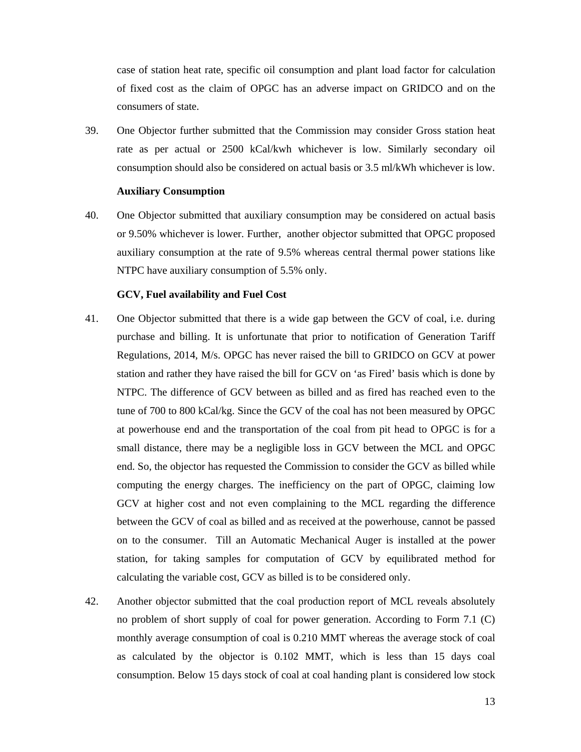case of station heat rate, specific oil consumption and plant load factor for calculation of fixed cost as the claim of OPGC has an adverse impact on GRIDCO and on the consumers of state.

39. One Objector further submitted that the Commission may consider Gross station heat rate as per actual or 2500 kCal/kwh whichever is low. Similarly secondary oil consumption should also be considered on actual basis or 3.5 ml/kWh whichever is low.

**Auxiliary Consumption**

40. One Objector submitted that auxiliary consumption may be considered on actual basis or 9.50% whichever is lower. Further, another objector submitted that OPGC proposed auxiliary consumption at the rate of 9.5% whereas central thermal power stations like NTPC have auxiliary consumption of 5.5% only.

**GCV, Fuel availability and Fuel Cost**

41. One Objector submitted that there is a wide gap between the GCV of coal, i.e. during purchase and billing. It is unfortunate that prior to notification of Generation Tariff Regulations, 2014, M/s. OPGC has never raised the bill to GRIDCO on GCV at power station and rather they have raised the bill for GCV on 'as Fired' basis which is done by NTPC. The difference of GCV between as billed and as fired has reached even to the tune of 700 to 800 kCal/kg. Since the GCV of the coal has not been measured by OPGC at powerhouse end and the transportation of the coal from pit head to OPGC is for a small distance, there may be a negligible loss in GCV between the MCL and OPGC end. So, the objector has requested the Commission to consider the GCV as billed while computing the energy charges. The inefficiency on the part of OPGC, claiming low GCV at higher cost and not even complaining to the MCL regarding the difference between the GCV of coal as billed and as received at the powerhouse, cannot be passed on to the consumer. Till an Automatic Mechanical Auger is installed at the power station, for taking samples for computation of GCV by equilibrated method for calculating the variable cost, GCV as billed is to be considered only.

42. Another objector submitted that the coal production report of MCL reveals absolutely no problem of short supply of coal for power generation. According to Form 7.1 (C) monthly average consumption of coal is 0.210 MMT whereas the average stock of coal as calculated by the objector is 0.102 MMT, which is less than 15 days coal consumption. Below 15 days stock of coal at coal handing plant is considered low stock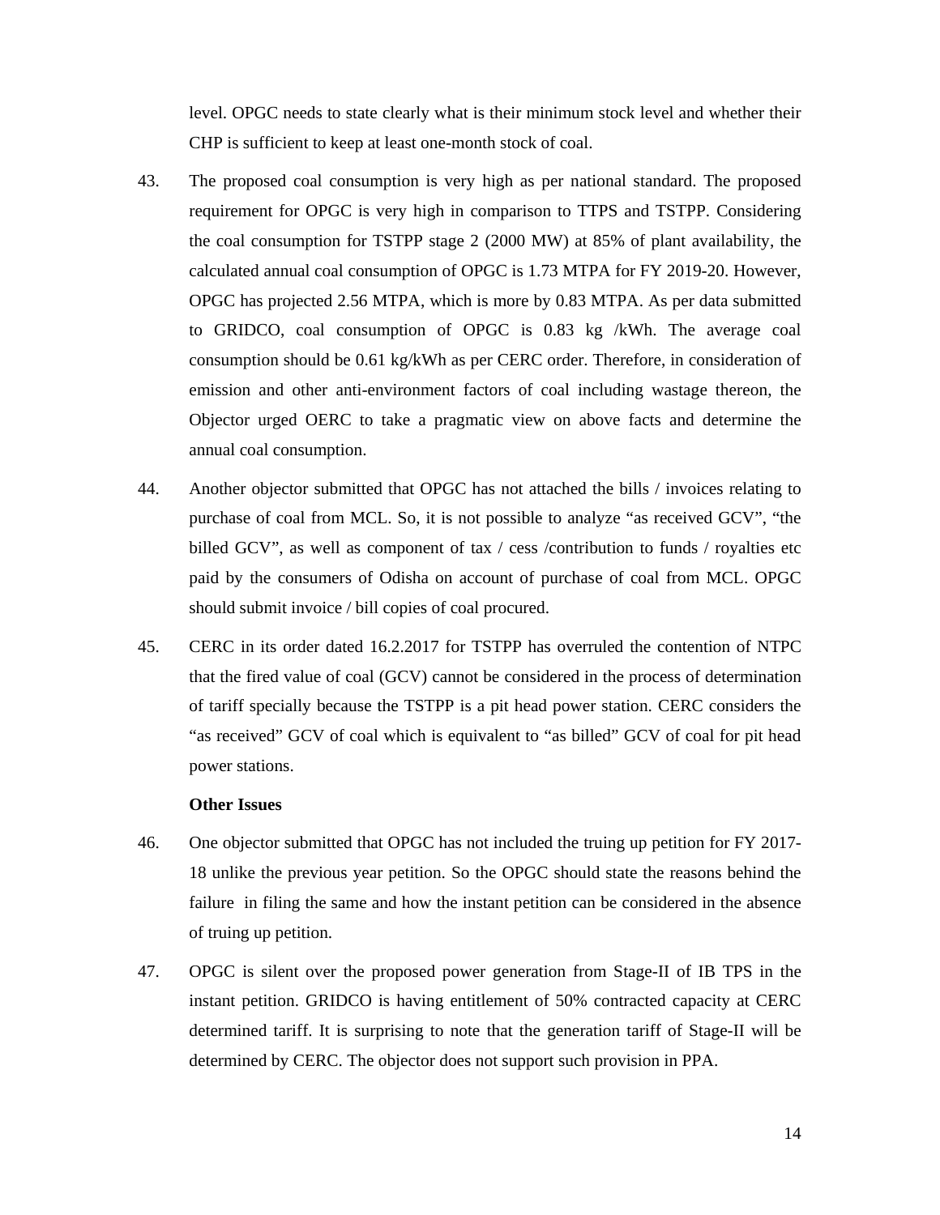level. OPGC needs to state clearly what is their minimum stock level and whether their CHP is sufficient to keep at least one-month stock of coal.

43. The proposed coal consumption is very high as per national standard. The proposed requirement for OPGC is very high in comparison to TTPS and TSTPP. Considering the coal consumption for TSTPP stage 2 (2000 MW) at 85% of plant availability, the calculated annual coal consumption of OPGC is 1.73 MTPA for FY 2019-20. However, OPGC has projected 2.56 MTPA, which is more by 0.83 MTPA. As per data submitted to GRIDCO, coal consumption of OPGC is 0.83 kg /kWh. The average coal consumption should be 0.61 kg/kWh as per CERC order. Therefore, in consideration of emission and other anti-environment factors of coal including wastage thereon, the Objector urged OERC to take a pragmatic view on above facts and determine the annual coal consumption.

44. Another objector submitted that OPGC has not attached the bills / invoices relating to purchase of coal from MCL. So, it is not possible to analyze "as received GCV", "the billed GCV", as well as component of tax / cess /contribution to funds / royalties etc paid by the consumers of Odisha on account of purchase of coal from MCL. OPGC should submit invoice / bill copies of coal procured.

45. CERC in its order dated 16.2.2017 for TSTPP has overruled the contention of NTPC that the fired value of coal (GCV) cannot be considered in the process of determination of tariff specially because the TSTPP is a pit head power station. CERC considers the "as received" GCV of coal which is equivalent to "as billed" GCV of coal for pit head power stations.

**Other Issues**

46. One objector submitted that OPGC has not included the truing up petition for FY 2017-18 unlike the previous year petition. So the OPGC should state the reasons behind the failure in filing the same and how the instant petition can be considered in the absence of truing up petition.

47. OPGC is silent over the proposed power generation from Stage-II of IB TPS in the instant petition. GRIDCO is having entitlement of 50% contracted capacity at CERC determined tariff. It is surprising to note that the generation tariff of Stage-II will be determined by CERC. The objector does not support such provision in PPA.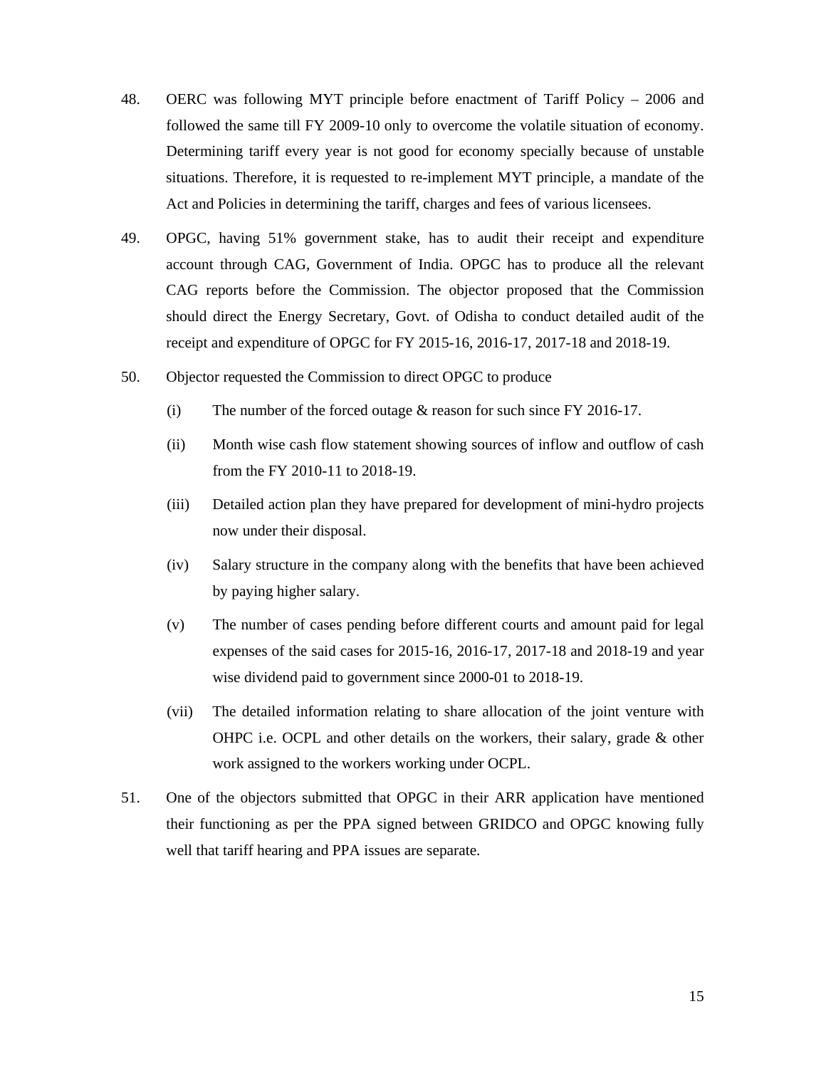48. OERC was following MYT principle before enactment of Tariff Policy – 2006 and followed the same till FY 2009-10 only to overcome the volatile situation of economy. Determining tariff every year is not good for economy specially because of unstable situations. Therefore, it is requested to re-implement MYT principle, a mandate of the Act and Policies in determining the tariff, charges and fees of various licensees.

49. OPGC, having 51% government stake, has to audit their receipt and expenditure account through CAG, Government of India. OPGC has to produce all the relevant CAG reports before the Commission. The objector proposed that the Commission should direct the Energy Secretary, Govt. of Odisha to conduct detailed audit of the receipt and expenditure of OPGC for FY 2015-16, 2016-17, 2017-18 and 2018-19.

50. Objector requested the Commission to direct OPGC to produce

 (i) The number of the forced outage & reason for such since FY 2016-17.

 (ii) Month wise cash flow statement showing sources of inflow and outflow of cash from the FY 2010-11 to 2018-19.

 (iii) Detailed action plan they have prepared for development of mini-hydro projects now under their disposal.

 (iv) Salary structure in the company along with the benefits that have been achieved by paying higher salary.

 (v) The number of cases pending before different courts and amount paid for legal expenses of the said cases for 2015-16, 2016-17, 2017-18 and 2018-19 and year wise dividend paid to government since 2000-01 to 2018-19.

 (vii) The detailed information relating to share allocation of the joint venture with OHPC i.e. OCPL and other details on the workers, their salary, grade & other work assigned to the workers working under OCPL.

51. One of the objectors submitted that OPGC in their ARR application have mentioned their functioning as per the PPA signed between GRIDCO and OPGC knowing fully well that tariff hearing and PPA issues are separate.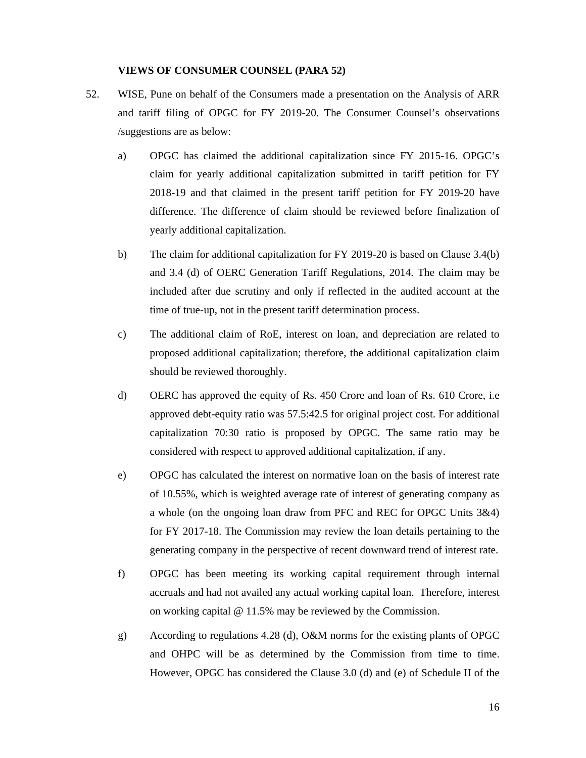**VIEWS OF CONSUMER COUNSEL (PARA 52)**

52. WISE, Pune on behalf of the Consumers made a presentation on the Analysis of ARR and tariff filing of OPGC for FY 2019-20. The Consumer Counsel's observations /suggestions are as below:

a) OPGC has claimed the additional capitalization since FY 2015-16. OPGC's claim for yearly additional capitalization submitted in tariff petition for FY 2018-19 and that claimed in the present tariff petition for FY 2019-20 have difference. The difference of claim should be reviewed before finalization of yearly additional capitalization.

b) The claim for additional capitalization for FY 2019-20 is based on Clause 3.4(b) and 3.4 (d) of OERC Generation Tariff Regulations, 2014. The claim may be included after due scrutiny and only if reflected in the audited account at the time of true-up, not in the present tariff determination process.

c) The additional claim of RoE, interest on loan, and depreciation are related to proposed additional capitalization; therefore, the additional capitalization claim should be reviewed thoroughly.

d) OERC has approved the equity of Rs. 450 Crore and loan of Rs. 610 Crore, i.e approved debt-equity ratio was 57.5:42.5 for original project cost. For additional capitalization 70:30 ratio is proposed by OPGC. The same ratio may be considered with respect to approved additional capitalization, if any.

e) OPGC has calculated the interest on normative loan on the basis of interest rate of 10.55%, which is weighted average rate of interest of generating company as a whole (on the ongoing loan draw from PFC and REC for OPGC Units 3&4) for FY 2017-18. The Commission may review the loan details pertaining to the generating company in the perspective of recent downward trend of interest rate.

f) OPGC has been meeting its working capital requirement through internal accruals and had not availed any actual working capital loan. Therefore, interest on working capital @ 11.5% may be reviewed by the Commission.

g) According to regulations 4.28 (d), O&M norms for the existing plants of OPGC and OHPC will be as determined by the Commission from time to time. However, OPGC has considered the Clause 3.0 (d) and (e) of Schedule II of the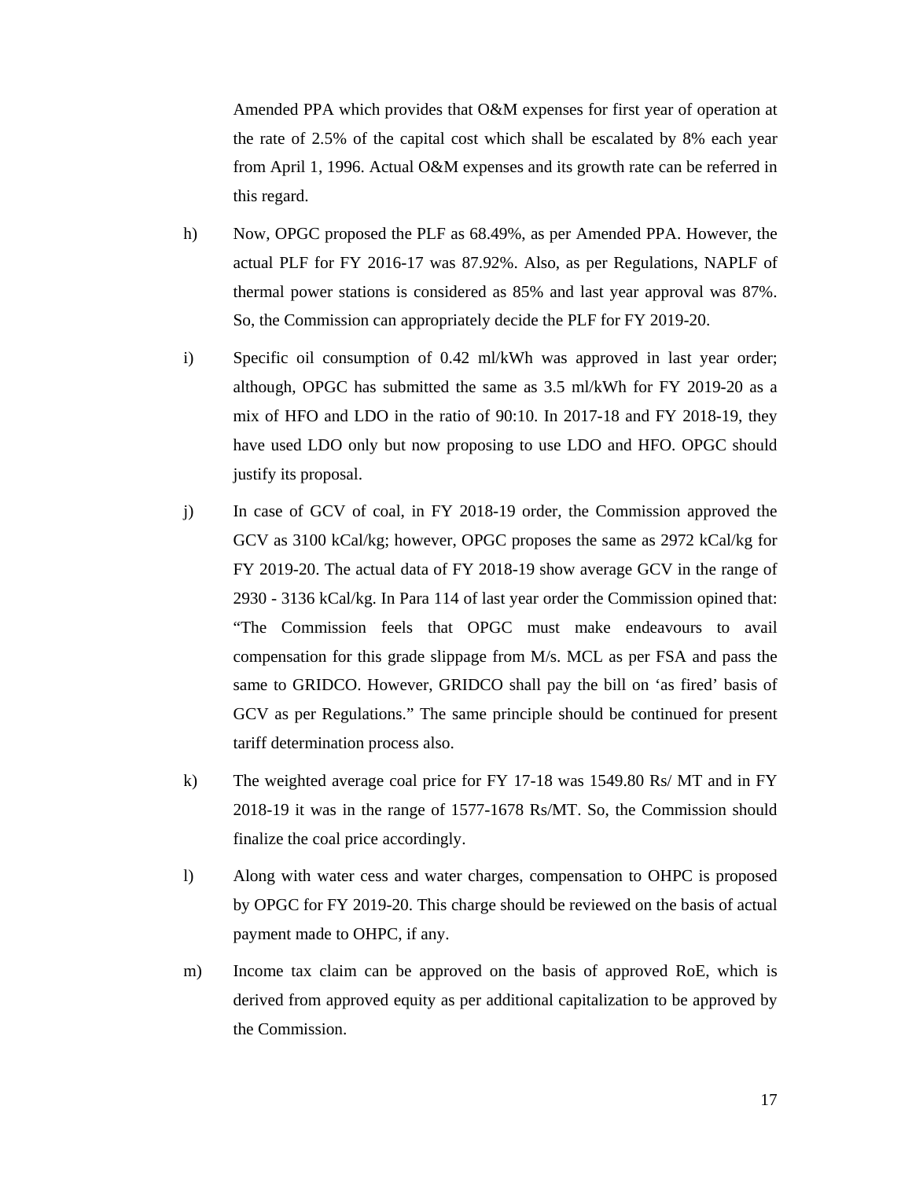Amended PPA which provides that O&M expenses for first year of operation at the rate of 2.5% of the capital cost which shall be escalated by 8% each year from April 1, 1996. Actual O&M expenses and its growth rate can be referred in this regard.

h) Now, OPGC proposed the PLF as 68.49%, as per Amended PPA. However, the actual PLF for FY 2016-17 was 87.92%. Also, as per Regulations, NAPLF of thermal power stations is considered as 85% and last year approval was 87%. So, the Commission can appropriately decide the PLF for FY 2019-20.

i) Specific oil consumption of 0.42 ml/kWh was approved in last year order; although, OPGC has submitted the same as 3.5 ml/kWh for FY 2019-20 as a mix of HFO and LDO in the ratio of 90:10. In 2017-18 and FY 2018-19, they have used LDO only but now proposing to use LDO and HFO. OPGC should justify its proposal.

j) In case of GCV of coal, in FY 2018-19 order, the Commission approved the GCV as 3100 kCal/kg; however, OPGC proposes the same as 2972 kCal/kg for FY 2019-20. The actual data of FY 2018-19 show average GCV in the range of 2930 - 3136 kCal/kg. In Para 114 of last year order the Commission opined that: "The Commission feels that OPGC must make endeavours to avail compensation for this grade slippage from M/s. MCL as per FSA and pass the same to GRIDCO. However, GRIDCO shall pay the bill on 'as fired' basis of GCV as per Regulations." The same principle should be continued for present tariff determination process also.

k) The weighted average coal price for FY 17-18 was 1549.80 Rs/ MT and in FY 2018-19 it was in the range of 1577-1678 Rs/MT. So, the Commission should finalize the coal price accordingly.

l) Along with water cess and water charges, compensation to OHPC is proposed by OPGC for FY 2019-20. This charge should be reviewed on the basis of actual payment made to OHPC, if any.

m) Income tax claim can be approved on the basis of approved RoE, which is derived from approved equity as per additional capitalization to be approved by the Commission.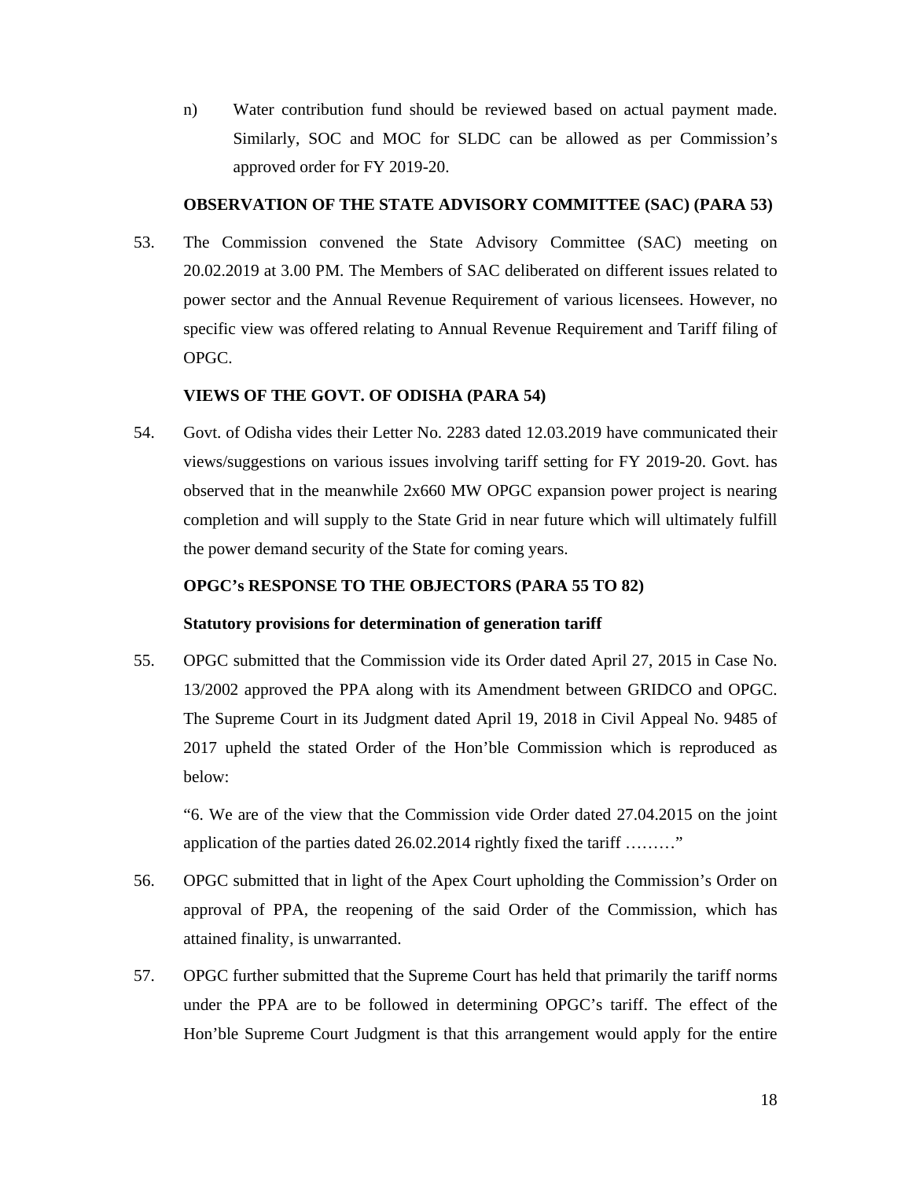n) Water contribution fund should be reviewed based on actual payment made. Similarly, SOC and MOC for SLDC can be allowed as per Commission's approved order for FY 2019-20.

**OBSERVATION OF THE STATE ADVISORY COMMITTEE (SAC) (PARA 53)**

53. The Commission convened the State Advisory Committee (SAC) meeting on 20.02.2019 at 3.00 PM. The Members of SAC deliberated on different issues related to power sector and the Annual Revenue Requirement of various licensees. However, no specific view was offered relating to Annual Revenue Requirement and Tariff filing of OPGC.

**VIEWS OF THE GOVT. OF ODISHA (PARA 54)**

54. Govt. of Odisha vides their Letter No. 2283 dated 12.03.2019 have communicated their views/suggestions on various issues involving tariff setting for FY 2019-20. Govt. has observed that in the meanwhile 2x660 MW OPGC expansion power project is nearing completion and will supply to the State Grid in near future which will ultimately fulfill the power demand security of the State for coming years.

**OPGC's RESPONSE TO THE OBJECTORS (PARA 55 TO 82)**

**Statutory provisions for determination of generation tariff**

55. OPGC submitted that the Commission vide its Order dated April 27, 2015 in Case No. 13/2002 approved the PPA along with its Amendment between GRIDCO and OPGC. The Supreme Court in its Judgment dated April 19, 2018 in Civil Appeal No. 9485 of 2017 upheld the stated Order of the Hon'ble Commission which is reproduced as below:

"6. We are of the view that the Commission vide Order dated 27.04.2015 on the joint application of the parties dated 26.02.2014 rightly fixed the tariff ………"

56. OPGC submitted that in light of the Apex Court upholding the Commission's Order on approval of PPA, the reopening of the said Order of the Commission, which has attained finality, is unwarranted.

57. OPGC further submitted that the Supreme Court has held that primarily the tariff norms under the PPA are to be followed in determining OPGC's tariff. The effect of the Hon'ble Supreme Court Judgment is that this arrangement would apply for the entire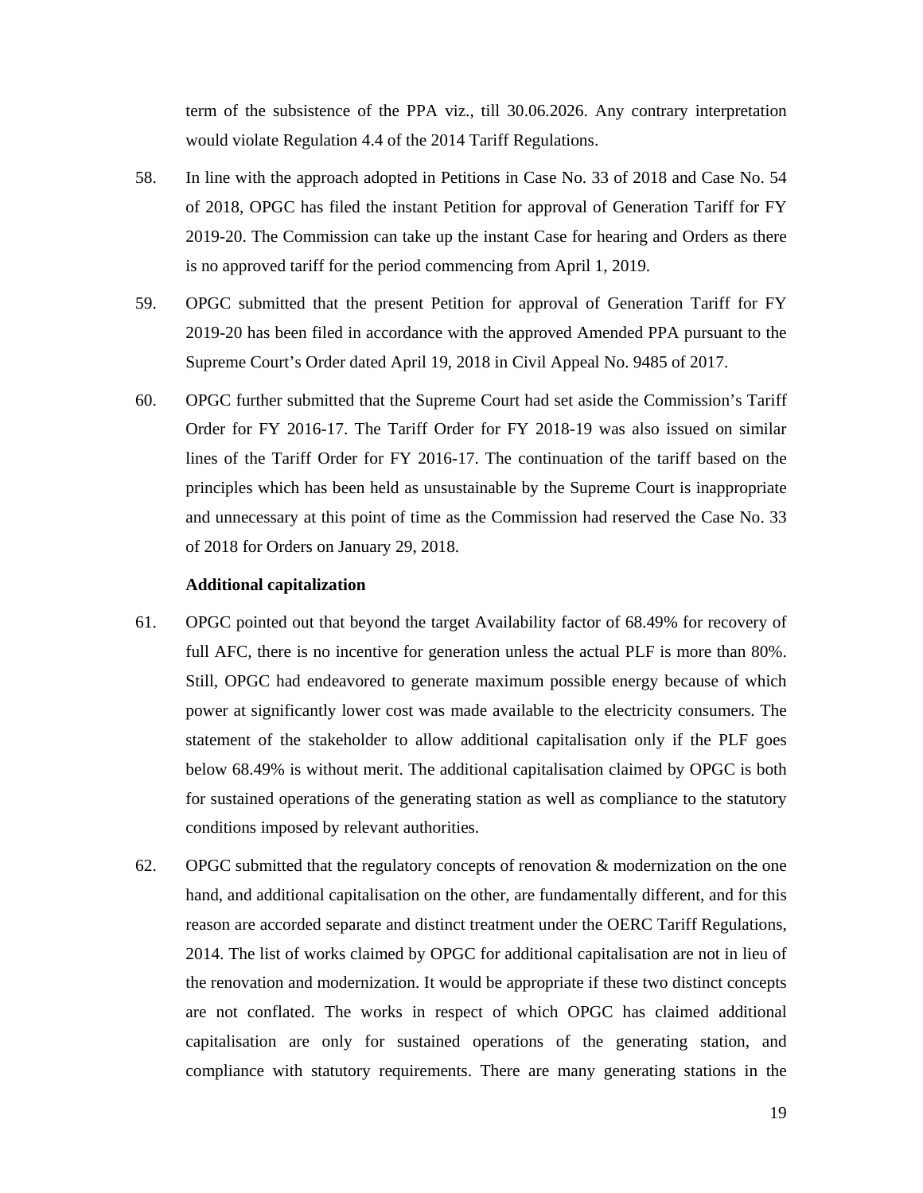term of the subsistence of the PPA viz., till 30.06.2026. Any contrary interpretation would violate Regulation 4.4 of the 2014 Tariff Regulations.

58. In line with the approach adopted in Petitions in Case No. 33 of 2018 and Case No. 54 of 2018, OPGC has filed the instant Petition for approval of Generation Tariff for FY 2019-20. The Commission can take up the instant Case for hearing and Orders as there is no approved tariff for the period commencing from April 1, 2019.

59. OPGC submitted that the present Petition for approval of Generation Tariff for FY 2019-20 has been filed in accordance with the approved Amended PPA pursuant to the Supreme Court's Order dated April 19, 2018 in Civil Appeal No. 9485 of 2017.

60. OPGC further submitted that the Supreme Court had set aside the Commission's Tariff Order for FY 2016-17. The Tariff Order for FY 2018-19 was also issued on similar lines of the Tariff Order for FY 2016-17. The continuation of the tariff based on the principles which has been held as unsustainable by the Supreme Court is inappropriate and unnecessary at this point of time as the Commission had reserved the Case No. 33 of 2018 for Orders on January 29, 2018.

**Additional capitalization**

61. OPGC pointed out that beyond the target Availability factor of 68.49% for recovery of full AFC, there is no incentive for generation unless the actual PLF is more than 80%. Still, OPGC had endeavored to generate maximum possible energy because of which power at significantly lower cost was made available to the electricity consumers. The statement of the stakeholder to allow additional capitalisation only if the PLF goes below 68.49% is without merit. The additional capitalisation claimed by OPGC is both for sustained operations of the generating station as well as compliance to the statutory conditions imposed by relevant authorities.

62. OPGC submitted that the regulatory concepts of renovation & modernization on the one hand, and additional capitalisation on the other, are fundamentally different, and for this reason are accorded separate and distinct treatment under the OERC Tariff Regulations, 2014. The list of works claimed by OPGC for additional capitalisation are not in lieu of the renovation and modernization. It would be appropriate if these two distinct concepts are not conflated. The works in respect of which OPGC has claimed additional capitalisation are only for sustained operations of the generating station, and compliance with statutory requirements. There are many generating stations in the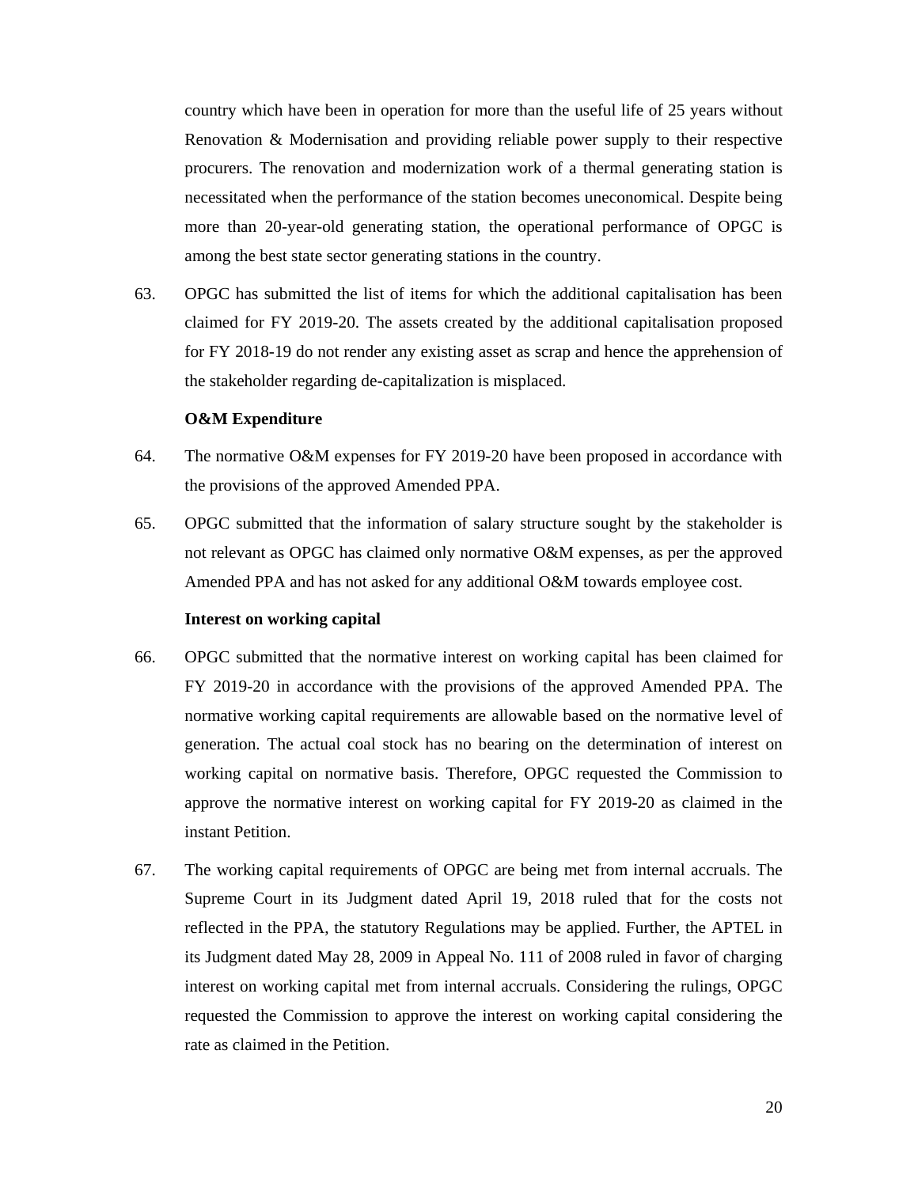country which have been in operation for more than the useful life of 25 years without Renovation & Modernisation and providing reliable power supply to their respective procurers. The renovation and modernization work of a thermal generating station is necessitated when the performance of the station becomes uneconomical. Despite being more than 20-year-old generating station, the operational performance of OPGC is among the best state sector generating stations in the country.

63. OPGC has submitted the list of items for which the additional capitalisation has been claimed for FY 2019-20. The assets created by the additional capitalisation proposed for FY 2018-19 do not render any existing asset as scrap and hence the apprehension of the stakeholder regarding de-capitalization is misplaced.

**O&M Expenditure**

64. The normative O&M expenses for FY 2019-20 have been proposed in accordance with the provisions of the approved Amended PPA.

65. OPGC submitted that the information of salary structure sought by the stakeholder is not relevant as OPGC has claimed only normative O&M expenses, as per the approved Amended PPA and has not asked for any additional O&M towards employee cost.

**Interest on working capital**

66. OPGC submitted that the normative interest on working capital has been claimed for FY 2019-20 in accordance with the provisions of the approved Amended PPA. The normative working capital requirements are allowable based on the normative level of generation. The actual coal stock has no bearing on the determination of interest on working capital on normative basis. Therefore, OPGC requested the Commission to approve the normative interest on working capital for FY 2019-20 as claimed in the instant Petition.

67. The working capital requirements of OPGC are being met from internal accruals. The Supreme Court in its Judgment dated April 19, 2018 ruled that for the costs not reflected in the PPA, the statutory Regulations may be applied. Further, the APTEL in its Judgment dated May 28, 2009 in Appeal No. 111 of 2008 ruled in favor of charging interest on working capital met from internal accruals. Considering the rulings, OPGC requested the Commission to approve the interest on working capital considering the rate as claimed in the Petition.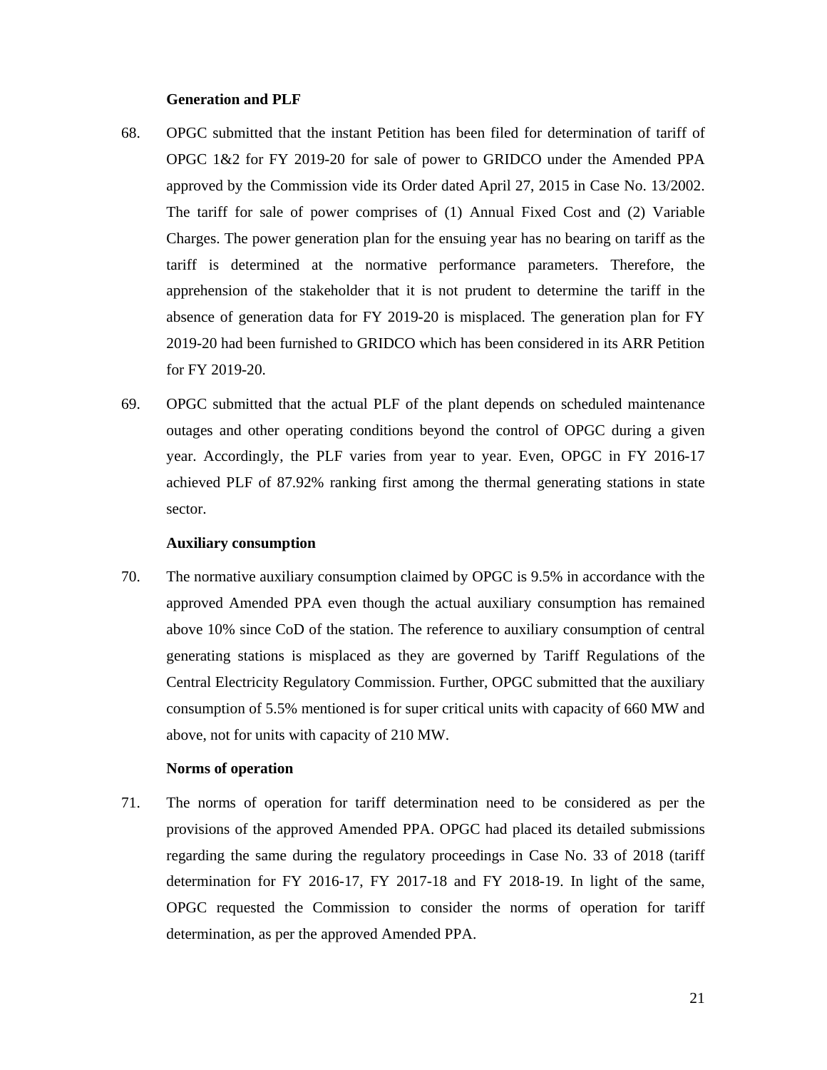**Generation and PLF**

68. OPGC submitted that the instant Petition has been filed for determination of tariff of OPGC 1&2 for FY 2019-20 for sale of power to GRIDCO under the Amended PPA approved by the Commission vide its Order dated April 27, 2015 in Case No. 13/2002. The tariff for sale of power comprises of (1) Annual Fixed Cost and (2) Variable Charges. The power generation plan for the ensuing year has no bearing on tariff as the tariff is determined at the normative performance parameters. Therefore, the apprehension of the stakeholder that it is not prudent to determine the tariff in the absence of generation data for FY 2019-20 is misplaced. The generation plan for FY 2019-20 had been furnished to GRIDCO which has been considered in its ARR Petition for FY 2019-20.

69. OPGC submitted that the actual PLF of the plant depends on scheduled maintenance outages and other operating conditions beyond the control of OPGC during a given year. Accordingly, the PLF varies from year to year. Even, OPGC in FY 2016-17 achieved PLF of 87.92% ranking first among the thermal generating stations in state sector.

**Auxiliary consumption**

70. The normative auxiliary consumption claimed by OPGC is 9.5% in accordance with the approved Amended PPA even though the actual auxiliary consumption has remained above 10% since CoD of the station. The reference to auxiliary consumption of central generating stations is misplaced as they are governed by Tariff Regulations of the Central Electricity Regulatory Commission. Further, OPGC submitted that the auxiliary consumption of 5.5% mentioned is for super critical units with capacity of 660 MW and above, not for units with capacity of 210 MW.

**Norms of operation**

71. The norms of operation for tariff determination need to be considered as per the provisions of the approved Amended PPA. OPGC had placed its detailed submissions regarding the same during the regulatory proceedings in Case No. 33 of 2018 (tariff determination for FY 2016-17, FY 2017-18 and FY 2018-19. In light of the same, OPGC requested the Commission to consider the norms of operation for tariff determination, as per the approved Amended PPA.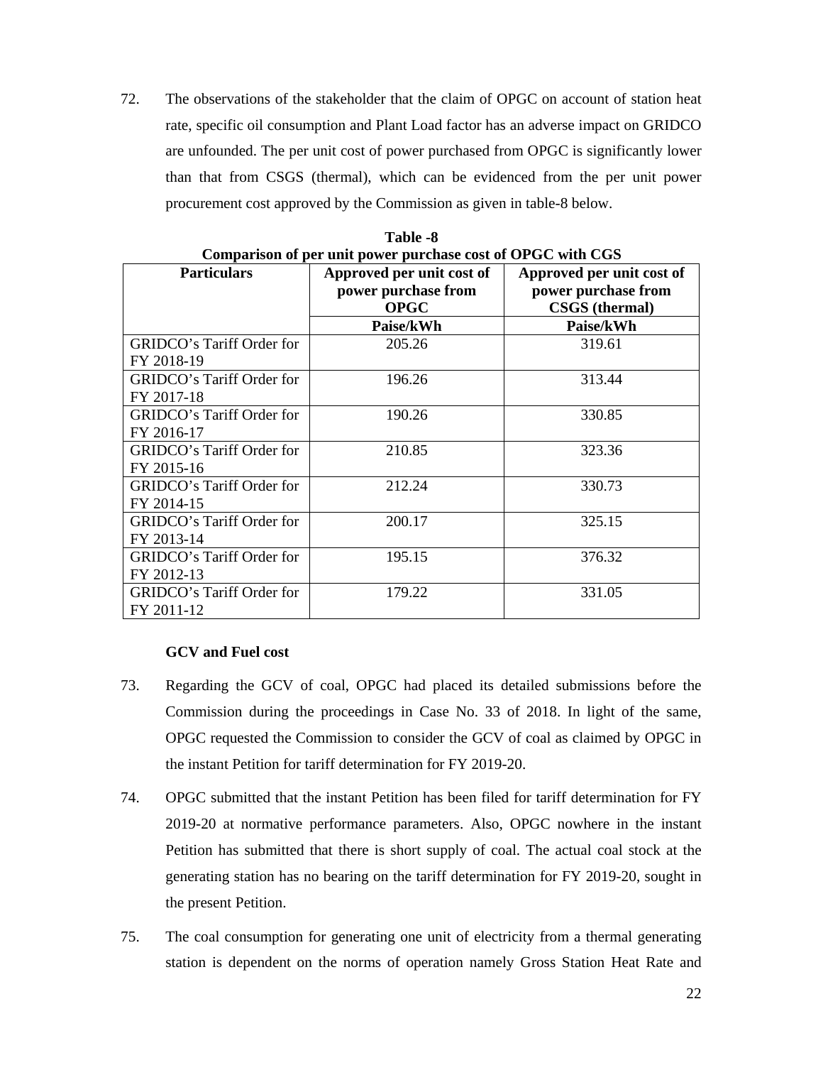72. The observations of the stakeholder that the claim of OPGC on account of station heat rate, specific oil consumption and Plant Load factor has an adverse impact on GRIDCO are unfounded. The per unit cost of power purchased from OPGC is significantly lower than that from CSGS (thermal), which can be evidenced from the per unit power procurement cost approved by the Commission as given in table-8 below.

**Table -8**
**Comparison of per unit power purchase cost of OPGC with CGS**

| Particulars | Approved per unit cost of power purchase from OPGC | Approved per unit cost of power purchase from CSGS (thermal) |
|---|---|---|
| | Paise/kWh | Paise/kWh |
| GRIDCO's Tariff Order for FY 2018-19 | 205.26 | 319.61 |
| GRIDCO's Tariff Order for FY 2017-18 | 196.26 | 313.44 |
| GRIDCO's Tariff Order for FY 2016-17 | 190.26 | 330.85 |
| GRIDCO's Tariff Order for FY 2015-16 | 210.85 | 323.36 |
| GRIDCO's Tariff Order for FY 2014-15 | 212.24 | 330.73 |
| GRIDCO's Tariff Order for FY 2013-14 | 200.17 | 325.15 |
| GRIDCO's Tariff Order for FY 2012-13 | 195.15 | 376.32 |
| GRIDCO's Tariff Order for FY 2011-12 | 179.22 | 331.05 |

**GCV and Fuel cost**

73. Regarding the GCV of coal, OPGC had placed its detailed submissions before the Commission during the proceedings in Case No. 33 of 2018. In light of the same, OPGC requested the Commission to consider the GCV of coal as claimed by OPGC in the instant Petition for tariff determination for FY 2019-20.

74. OPGC submitted that the instant Petition has been filed for tariff determination for FY 2019-20 at normative performance parameters. Also, OPGC nowhere in the instant Petition has submitted that there is short supply of coal. The actual coal stock at the generating station has no bearing on the tariff determination for FY 2019-20, sought in the present Petition.

75. The coal consumption for generating one unit of electricity from a thermal generating station is dependent on the norms of operation namely Gross Station Heat Rate and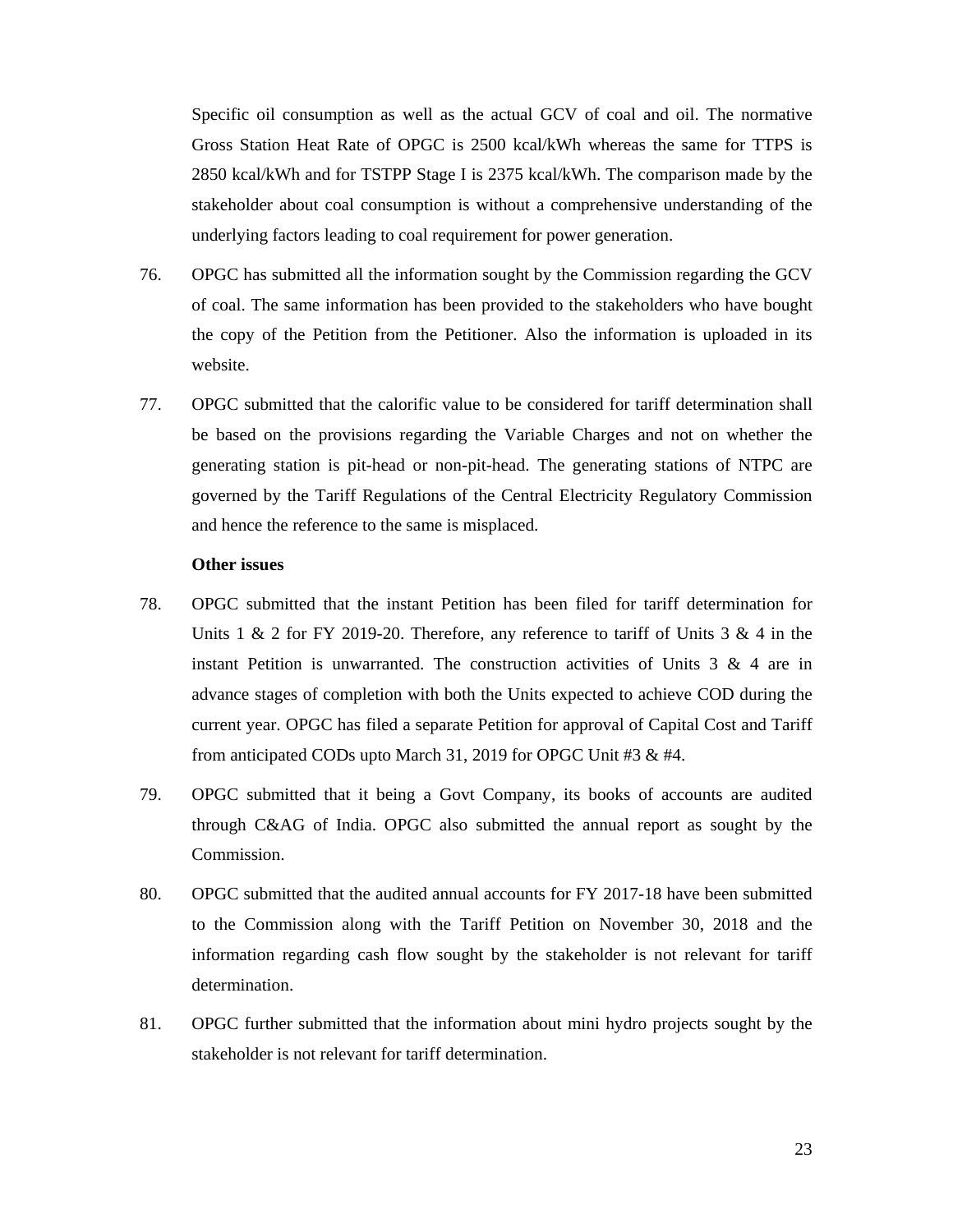Specific oil consumption as well as the actual GCV of coal and oil. The normative Gross Station Heat Rate of OPGC is 2500 kcal/kWh whereas the same for TTPS is 2850 kcal/kWh and for TSTPP Stage I is 2375 kcal/kWh. The comparison made by the stakeholder about coal consumption is without a comprehensive understanding of the underlying factors leading to coal requirement for power generation.

76. OPGC has submitted all the information sought by the Commission regarding the GCV of coal. The same information has been provided to the stakeholders who have bought the copy of the Petition from the Petitioner. Also the information is uploaded in its website.

77. OPGC submitted that the calorific value to be considered for tariff determination shall be based on the provisions regarding the Variable Charges and not on whether the generating station is pit-head or non-pit-head. The generating stations of NTPC are governed by the Tariff Regulations of the Central Electricity Regulatory Commission and hence the reference to the same is misplaced.

**Other issues**

78. OPGC submitted that the instant Petition has been filed for tariff determination for Units 1 & 2 for FY 2019-20. Therefore, any reference to tariff of Units 3 & 4 in the instant Petition is unwarranted. The construction activities of Units 3 & 4 are in advance stages of completion with both the Units expected to achieve COD during the current year. OPGC has filed a separate Petition for approval of Capital Cost and Tariff from anticipated CODs upto March 31, 2019 for OPGC Unit #3 & #4.

79. OPGC submitted that it being a Govt Company, its books of accounts are audited through C&AG of India. OPGC also submitted the annual report as sought by the Commission.

80. OPGC submitted that the audited annual accounts for FY 2017-18 have been submitted to the Commission along with the Tariff Petition on November 30, 2018 and the information regarding cash flow sought by the stakeholder is not relevant for tariff determination.

81. OPGC further submitted that the information about mini hydro projects sought by the stakeholder is not relevant for tariff determination.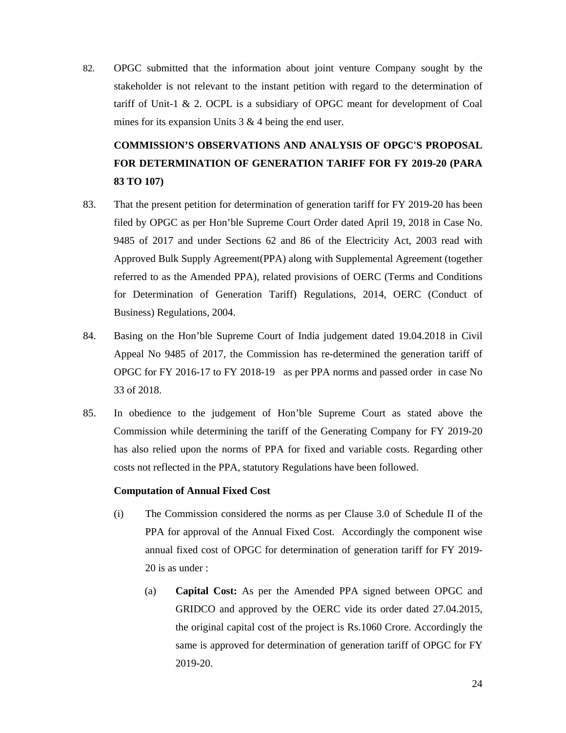82. OPGC submitted that the information about joint venture Company sought by the stakeholder is not relevant to the instant petition with regard to the determination of tariff of Unit-1 & 2. OCPL is a subsidiary of OPGC meant for development of Coal mines for its expansion Units 3 & 4 being the end user.

**COMMISSION'S OBSERVATIONS AND ANALYSIS OF OPGC'S PROPOSAL FOR DETERMINATION OF GENERATION TARIFF FOR FY 2019-20 (PARA 83 TO 107)**

83. That the present petition for determination of generation tariff for FY 2019-20 has been filed by OPGC as per Hon'ble Supreme Court Order dated April 19, 2018 in Case No. 9485 of 2017 and under Sections 62 and 86 of the Electricity Act, 2003 read with Approved Bulk Supply Agreement(PPA) along with Supplemental Agreement (together referred to as the Amended PPA), related provisions of OERC (Terms and Conditions for Determination of Generation Tariff) Regulations, 2014, OERC (Conduct of Business) Regulations, 2004.

84. Basing on the Hon'ble Supreme Court of India judgement dated 19.04.2018 in Civil Appeal No 9485 of 2017, the Commission has re-determined the generation tariff of OPGC for FY 2016-17 to FY 2018-19 as per PPA norms and passed order in case No 33 of 2018.

85. In obedience to the judgement of Hon'ble Supreme Court as stated above the Commission while determining the tariff of the Generating Company for FY 2019-20 has also relied upon the norms of PPA for fixed and variable costs. Regarding other costs not reflected in the PPA, statutory Regulations have been followed.

**Computation of Annual Fixed Cost**

(i) The Commission considered the norms as per Clause 3.0 of Schedule II of the PPA for approval of the Annual Fixed Cost. Accordingly the component wise annual fixed cost of OPGC for determination of generation tariff for FY 2019-20 is as under :

(a) **Capital Cost:** As per the Amended PPA signed between OPGC and GRIDCO and approved by the OERC vide its order dated 27.04.2015, the original capital cost of the project is Rs.1060 Crore. Accordingly the same is approved for determination of generation tariff of OPGC for FY 2019-20.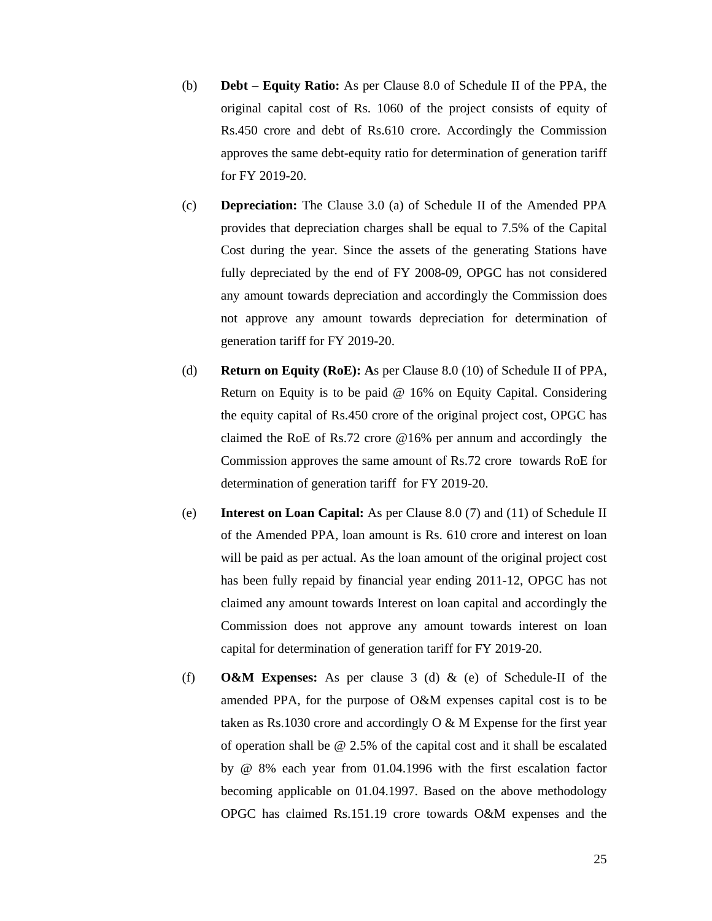(b) **Debt – Equity Ratio:** As per Clause 8.0 of Schedule II of the PPA, the original capital cost of Rs. 1060 of the project consists of equity of Rs.450 crore and debt of Rs.610 crore. Accordingly the Commission approves the same debt-equity ratio for determination of generation tariff for FY 2019-20.

(c) **Depreciation:** The Clause 3.0 (a) of Schedule II of the Amended PPA provides that depreciation charges shall be equal to 7.5% of the Capital Cost during the year. Since the assets of the generating Stations have fully depreciated by the end of FY 2008-09, OPGC has not considered any amount towards depreciation and accordingly the Commission does not approve any amount towards depreciation for determination of generation tariff for FY 2019-20.

(d) **Return on Equity (RoE): A**s per Clause 8.0 (10) of Schedule II of PPA, Return on Equity is to be paid @ 16% on Equity Capital. Considering the equity capital of Rs.450 crore of the original project cost, OPGC has claimed the RoE of Rs.72 crore @16% per annum and accordingly the Commission approves the same amount of Rs.72 crore towards RoE for determination of generation tariff for FY 2019-20.

(e) **Interest on Loan Capital:** As per Clause 8.0 (7) and (11) of Schedule II of the Amended PPA, loan amount is Rs. 610 crore and interest on loan will be paid as per actual. As the loan amount of the original project cost has been fully repaid by financial year ending 2011-12, OPGC has not claimed any amount towards Interest on loan capital and accordingly the Commission does not approve any amount towards interest on loan capital for determination of generation tariff for FY 2019-20.

(f) **O&M Expenses:** As per clause 3 (d) & (e) of Schedule-II of the amended PPA, for the purpose of O&M expenses capital cost is to be taken as Rs.1030 crore and accordingly O & M Expense for the first year of operation shall be @ 2.5% of the capital cost and it shall be escalated by @ 8% each year from 01.04.1996 with the first escalation factor becoming applicable on 01.04.1997. Based on the above methodology OPGC has claimed Rs.151.19 crore towards O&M expenses and the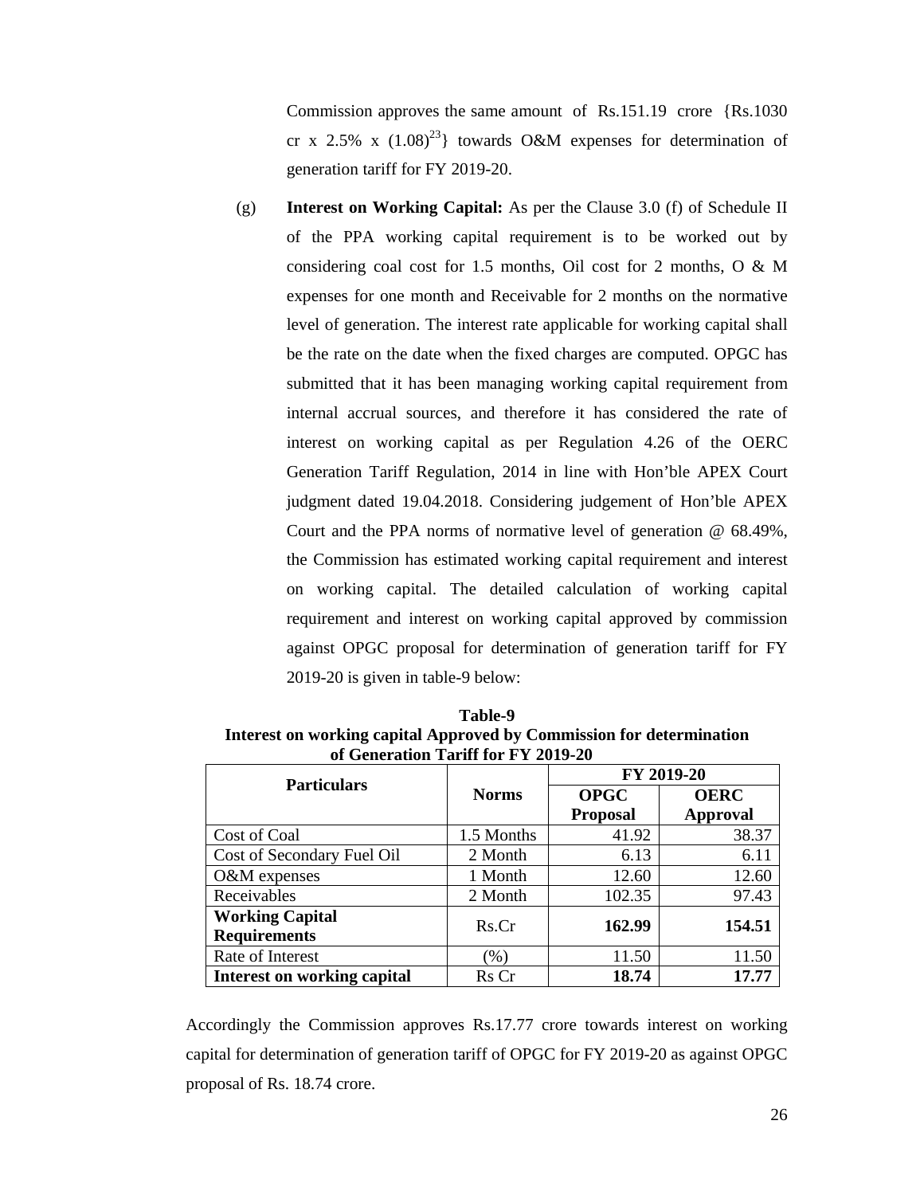Commission approves the same amount of Rs.151.19 crore {Rs.1030 cr x 2.5% x $(1.08)^{23}$} towards O&M expenses for determination of generation tariff for FY 2019-20.

(g) **Interest on Working Capital:** As per the Clause 3.0 (f) of Schedule II of the PPA working capital requirement is to be worked out by considering coal cost for 1.5 months, Oil cost for 2 months, O & M expenses for one month and Receivable for 2 months on the normative level of generation. The interest rate applicable for working capital shall be the rate on the date when the fixed charges are computed. OPGC has submitted that it has been managing working capital requirement from internal accrual sources, and therefore it has considered the rate of interest on working capital as per Regulation 4.26 of the OERC Generation Tariff Regulation, 2014 in line with Hon'ble APEX Court judgment dated 19.04.2018. Considering judgement of Hon'ble APEX Court and the PPA norms of normative level of generation @ 68.49%, the Commission has estimated working capital requirement and interest on working capital. The detailed calculation of working capital requirement and interest on working capital approved by commission against OPGC proposal for determination of generation tariff for FY 2019-20 is given in table-9 below:

**Table-9**
**Interest on working capital Approved by Commission for determination of Generation Tariff for FY 2019-20**

| Particulars | Norms | FY 2019-20 | |
|---|---|---|---|
| | | **OPGC Proposal** | **OERC Approval** |
| Cost of Coal | 1.5 Months | 41.92 | 38.37 |
| Cost of Secondary Fuel Oil | 2 Month | 6.13 | 6.11 |
| O&M expenses | 1 Month | 12.60 | 12.60 |
| Receivables | 2 Month | 102.35 | 97.43 |
| **Working Capital Requirements** | Rs.Cr | **162.99** | **154.51** |
| Rate of Interest | (%) | 11.50 | 11.50 |
| **Interest on working capital** | Rs Cr | **18.74** | **17.77** |

Accordingly the Commission approves Rs.17.77 crore towards interest on working capital for determination of generation tariff of OPGC for FY 2019-20 as against OPGC proposal of Rs. 18.74 crore.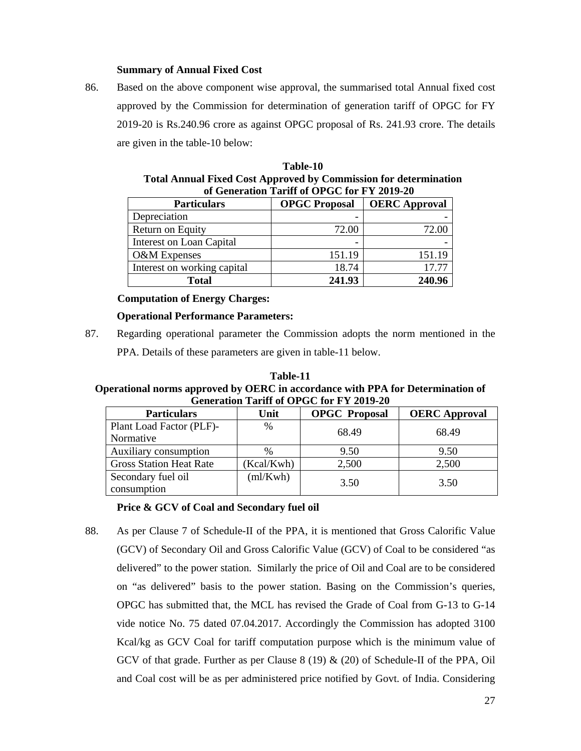**Summary of Annual Fixed Cost**

86. Based on the above component wise approval, the summarised total Annual fixed cost approved by the Commission for determination of generation tariff of OPGC for FY 2019-20 is Rs.240.96 crore as against OPGC proposal of Rs. 241.93 crore. The details are given in the table-10 below:

**Table-10**
**Total Annual Fixed Cost Approved by Commission for determination of Generation Tariff of OPGC for FY 2019-20**

| Particulars | OPGC Proposal | OERC Approval |
|---|---|---|
| Depreciation | - | - |
| Return on Equity | 72.00 | 72.00 |
| Interest on Loan Capital | - | - |
| O&M Expenses | 151.19 | 151.19 |
| Interest on working capital | 18.74 | 17.77 |
| **Total** | **241.93** | **240.96** |

**Computation of Energy Charges:**

**Operational Performance Parameters:**

87. Regarding operational parameter the Commission adopts the norm mentioned in the PPA. Details of these parameters are given in table-11 below.

**Table-11**
**Operational norms approved by OERC in accordance with PPA for Determination of Generation Tariff of OPGC for FY 2019-20**

| Particulars | Unit | OPGC Proposal | OERC Approval |
|---|---|---|---|
| Plant Load Factor (PLF)-Normative | % | 68.49 | 68.49 |
| Auxiliary consumption | % | 9.50 | 9.50 |
| Gross Station Heat Rate | (Kcal/Kwh) | 2,500 | 2,500 |
| Secondary fuel oil consumption | (ml/Kwh) | 3.50 | 3.50 |

**Price & GCV of Coal and Secondary fuel oil**

88. As per Clause 7 of Schedule-II of the PPA, it is mentioned that Gross Calorific Value (GCV) of Secondary Oil and Gross Calorific Value (GCV) of Coal to be considered "as delivered" to the power station. Similarly the price of Oil and Coal are to be considered on "as delivered" basis to the power station. Basing on the Commission's queries, OPGC has submitted that, the MCL has revised the Grade of Coal from G-13 to G-14 vide notice No. 75 dated 07.04.2017. Accordingly the Commission has adopted 3100 Kcal/kg as GCV Coal for tariff computation purpose which is the minimum value of GCV of that grade. Further as per Clause 8 (19) & (20) of Schedule-II of the PPA, Oil and Coal cost will be as per administered price notified by Govt. of India. Considering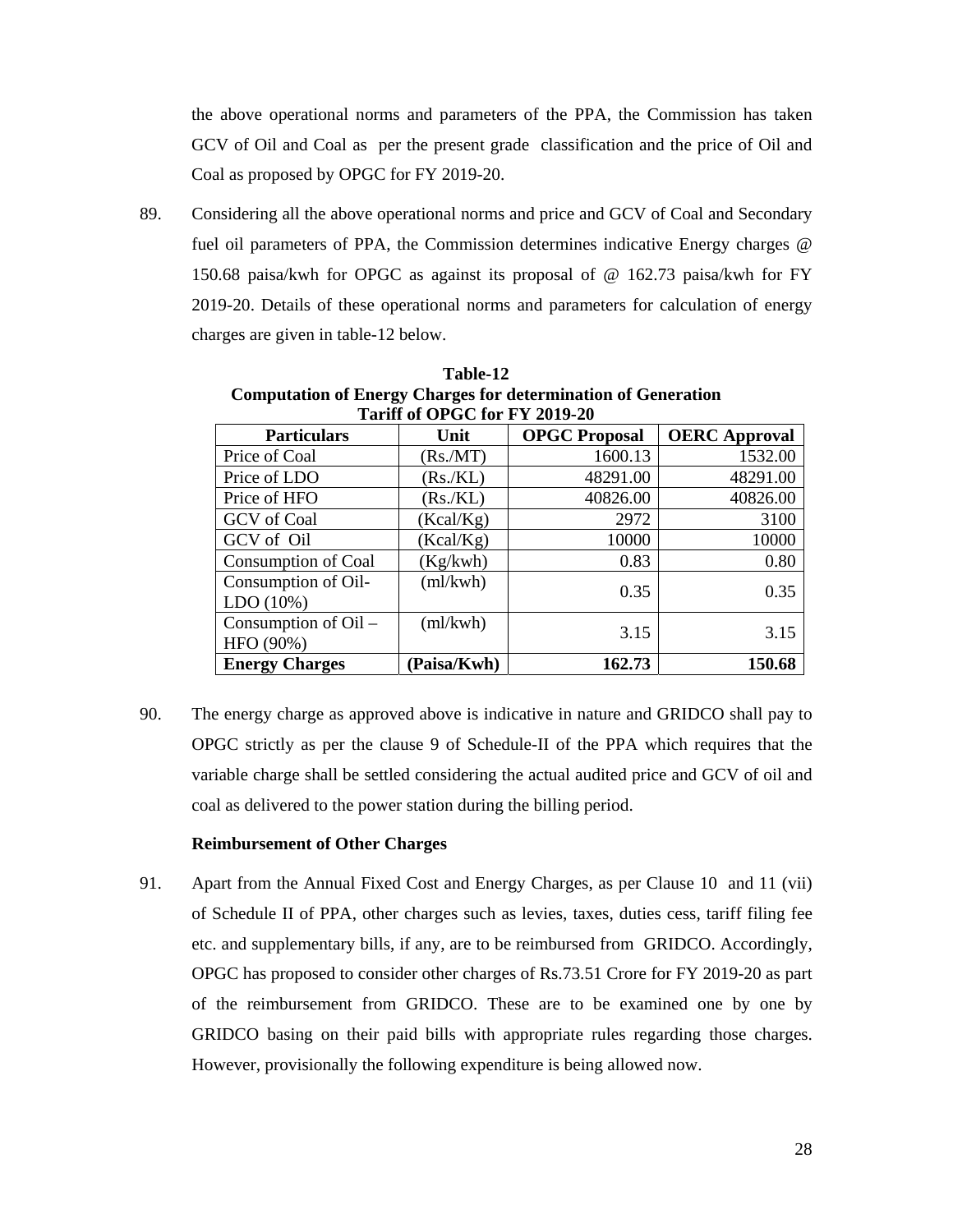the above operational norms and parameters of the PPA, the Commission has taken GCV of Oil and Coal as per the present grade classification and the price of Oil and Coal as proposed by OPGC for FY 2019-20.

89. Considering all the above operational norms and price and GCV of Coal and Secondary fuel oil parameters of PPA, the Commission determines indicative Energy charges @ 150.68 paisa/kwh for OPGC as against its proposal of @ 162.73 paisa/kwh for FY 2019-20. Details of these operational norms and parameters for calculation of energy charges are given in table-12 below.

**Table-12**
**Computation of Energy Charges for determination of Generation Tariff of OPGC for FY 2019-20**

| Particulars | Unit | OPGC Proposal | OERC Approval |
|---|---|---|---|
| Price of Coal | (Rs./MT) | 1600.13 | 1532.00 |
| Price of LDO | (Rs./KL) | 48291.00 | 48291.00 |
| Price of HFO | (Rs./KL) | 40826.00 | 40826.00 |
| GCV of Coal | (Kcal/Kg) | 2972 | 3100 |
| GCV of Oil | (Kcal/Kg) | 10000 | 10000 |
| Consumption of Coal | (Kg/kwh) | 0.83 | 0.80 |
| Consumption of Oil-LDO (10%) | (ml/kwh) | 0.35 | 0.35 |
| Consumption of Oil – HFO (90%) | (ml/kwh) | 3.15 | 3.15 |
| **Energy Charges** | **(Paisa/Kwh)** | **162.73** | **150.68** |

90. The energy charge as approved above is indicative in nature and GRIDCO shall pay to OPGC strictly as per the clause 9 of Schedule-II of the PPA which requires that the variable charge shall be settled considering the actual audited price and GCV of oil and coal as delivered to the power station during the billing period.

**Reimbursement of Other Charges**

91. Apart from the Annual Fixed Cost and Energy Charges, as per Clause 10 and 11 (vii) of Schedule II of PPA, other charges such as levies, taxes, duties cess, tariff filing fee etc. and supplementary bills, if any, are to be reimbursed from GRIDCO. Accordingly, OPGC has proposed to consider other charges of Rs.73.51 Crore for FY 2019-20 as part of the reimbursement from GRIDCO. These are to be examined one by one by GRIDCO basing on their paid bills with appropriate rules regarding those charges. However, provisionally the following expenditure is being allowed now.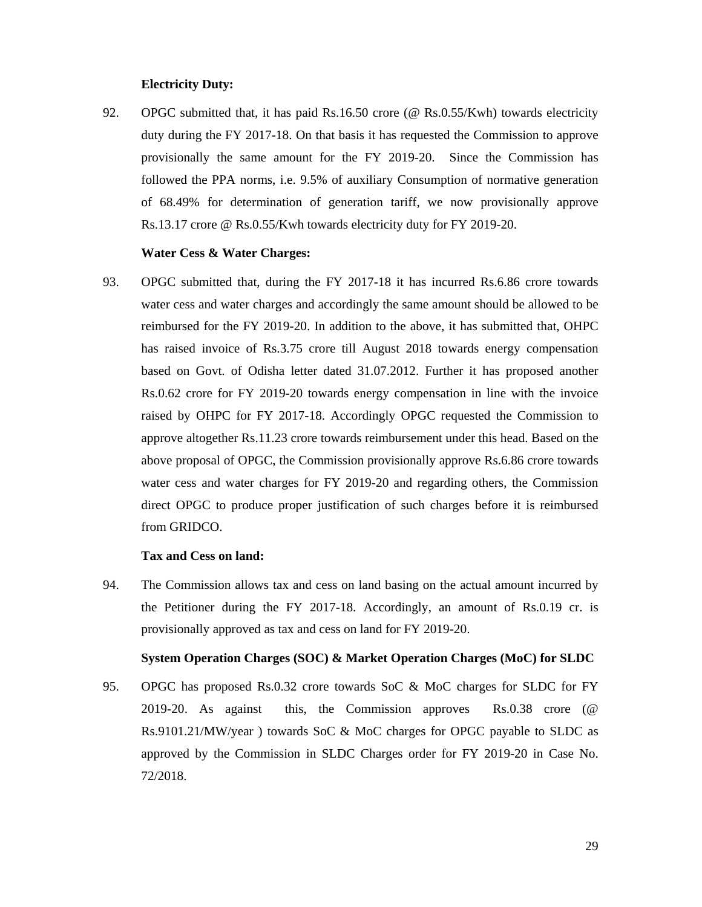**Electricity Duty:**

92. OPGC submitted that, it has paid Rs.16.50 crore (@ Rs.0.55/Kwh) towards electricity duty during the FY 2017-18. On that basis it has requested the Commission to approve provisionally the same amount for the FY 2019-20. Since the Commission has followed the PPA norms, i.e. 9.5% of auxiliary Consumption of normative generation of 68.49% for determination of generation tariff, we now provisionally approve Rs.13.17 crore @ Rs.0.55/Kwh towards electricity duty for FY 2019-20.

**Water Cess & Water Charges:**

93. OPGC submitted that, during the FY 2017-18 it has incurred Rs.6.86 crore towards water cess and water charges and accordingly the same amount should be allowed to be reimbursed for the FY 2019-20. In addition to the above, it has submitted that, OHPC has raised invoice of Rs.3.75 crore till August 2018 towards energy compensation based on Govt. of Odisha letter dated 31.07.2012. Further it has proposed another Rs.0.62 crore for FY 2019-20 towards energy compensation in line with the invoice raised by OHPC for FY 2017-18. Accordingly OPGC requested the Commission to approve altogether Rs.11.23 crore towards reimbursement under this head. Based on the above proposal of OPGC, the Commission provisionally approve Rs.6.86 crore towards water cess and water charges for FY 2019-20 and regarding others, the Commission direct OPGC to produce proper justification of such charges before it is reimbursed from GRIDCO.

**Tax and Cess on land:**

94. The Commission allows tax and cess on land basing on the actual amount incurred by the Petitioner during the FY 2017-18. Accordingly, an amount of Rs.0.19 cr. is provisionally approved as tax and cess on land for FY 2019-20.

**System Operation Charges (SOC) & Market Operation Charges (MoC) for SLDC**

95. OPGC has proposed Rs.0.32 crore towards SoC & MoC charges for SLDC for FY 2019-20. As against this, the Commission approves Rs.0.38 crore (@ Rs.9101.21/MW/year ) towards SoC & MoC charges for OPGC payable to SLDC as approved by the Commission in SLDC Charges order for FY 2019-20 in Case No. 72/2018.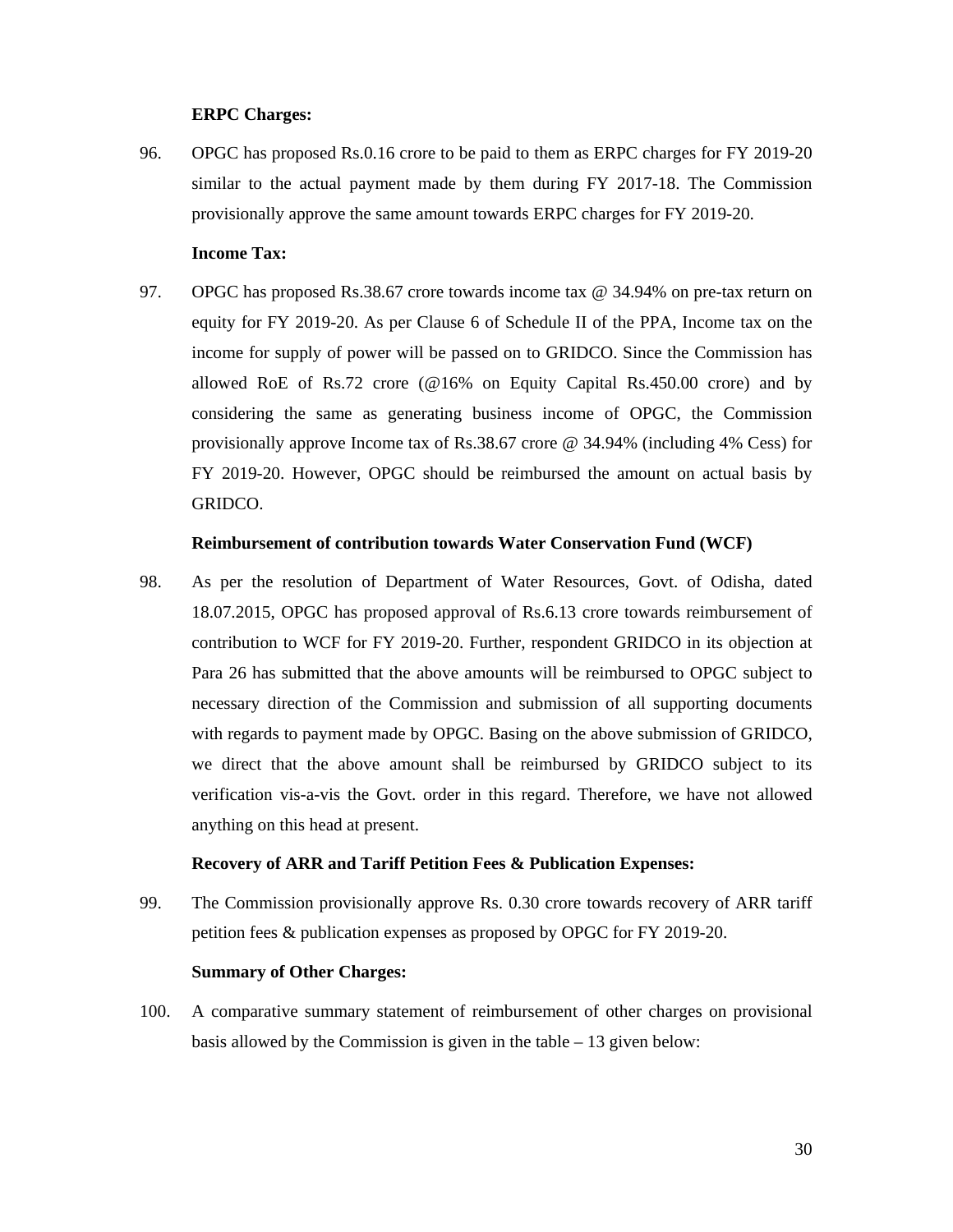**ERPC Charges:**

96. OPGC has proposed Rs.0.16 crore to be paid to them as ERPC charges for FY 2019-20 similar to the actual payment made by them during FY 2017-18. The Commission provisionally approve the same amount towards ERPC charges for FY 2019-20.

**Income Tax:**

97. OPGC has proposed Rs.38.67 crore towards income tax @ 34.94% on pre-tax return on equity for FY 2019-20. As per Clause 6 of Schedule II of the PPA, Income tax on the income for supply of power will be passed on to GRIDCO. Since the Commission has allowed RoE of Rs.72 crore (@16% on Equity Capital Rs.450.00 crore) and by considering the same as generating business income of OPGC, the Commission provisionally approve Income tax of Rs.38.67 crore @ 34.94% (including 4% Cess) for FY 2019-20. However, OPGC should be reimbursed the amount on actual basis by GRIDCO.

**Reimbursement of contribution towards Water Conservation Fund (WCF)**

98. As per the resolution of Department of Water Resources, Govt. of Odisha, dated 18.07.2015, OPGC has proposed approval of Rs.6.13 crore towards reimbursement of contribution to WCF for FY 2019-20. Further, respondent GRIDCO in its objection at Para 26 has submitted that the above amounts will be reimbursed to OPGC subject to necessary direction of the Commission and submission of all supporting documents with regards to payment made by OPGC. Basing on the above submission of GRIDCO, we direct that the above amount shall be reimbursed by GRIDCO subject to its verification vis-a-vis the Govt. order in this regard. Therefore, we have not allowed anything on this head at present.

**Recovery of ARR and Tariff Petition Fees & Publication Expenses:**

99. The Commission provisionally approve Rs. 0.30 crore towards recovery of ARR tariff petition fees & publication expenses as proposed by OPGC for FY 2019-20.

**Summary of Other Charges:**

100. A comparative summary statement of reimbursement of other charges on provisional basis allowed by the Commission is given in the table – 13 given below: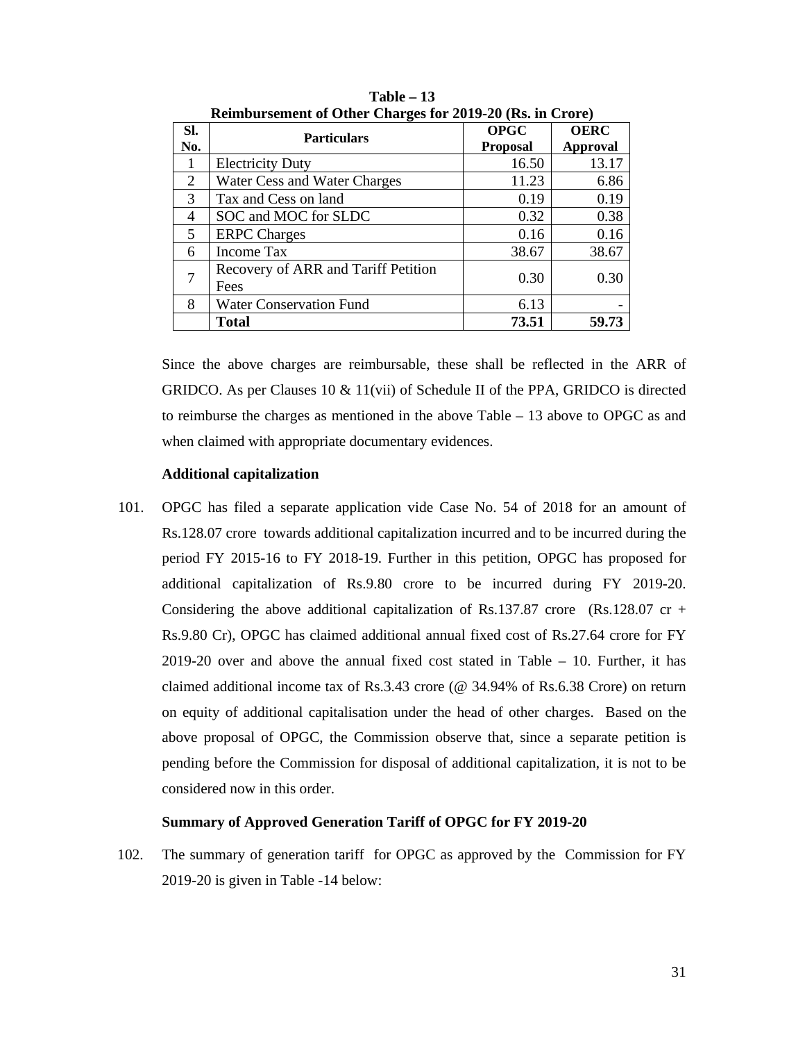**Table – 13**
**Reimbursement of Other Charges for 2019-20 (Rs. in Crore)**

| Sl. No. | Particulars | OPGC Proposal | OERC Approval |
|---|---|---|---|
| 1 | Electricity Duty | 16.50 | 13.17 |
| 2 | Water Cess and Water Charges | 11.23 | 6.86 |
| 3 | Tax and Cess on land | 0.19 | 0.19 |
| 4 | SOC and MOC for SLDC | 0.32 | 0.38 |
| 5 | ERPC Charges | 0.16 | 0.16 |
| 6 | Income Tax | 38.67 | 38.67 |
| 7 | Recovery of ARR and Tariff Petition Fees | 0.30 | 0.30 |
| 8 | Water Conservation Fund | 6.13 | - |
| | **Total** | **73.51** | **59.73** |

Since the above charges are reimbursable, these shall be reflected in the ARR of GRIDCO. As per Clauses 10 & 11(vii) of Schedule II of the PPA, GRIDCO is directed to reimburse the charges as mentioned in the above Table – 13 above to OPGC as and when claimed with appropriate documentary evidences.

**Additional capitalization**

101. OPGC has filed a separate application vide Case No. 54 of 2018 for an amount of Rs.128.07 crore towards additional capitalization incurred and to be incurred during the period FY 2015-16 to FY 2018-19. Further in this petition, OPGC has proposed for additional capitalization of Rs.9.80 crore to be incurred during FY 2019-20. Considering the above additional capitalization of Rs.137.87 crore (Rs.128.07 cr + Rs.9.80 Cr), OPGC has claimed additional annual fixed cost of Rs.27.64 crore for FY 2019-20 over and above the annual fixed cost stated in Table – 10. Further, it has claimed additional income tax of Rs.3.43 crore (@ 34.94% of Rs.6.38 Crore) on return on equity of additional capitalisation under the head of other charges. Based on the above proposal of OPGC, the Commission observe that, since a separate petition is pending before the Commission for disposal of additional capitalization, it is not to be considered now in this order.

**Summary of Approved Generation Tariff of OPGC for FY 2019-20**

102. The summary of generation tariff for OPGC as approved by the Commission for FY 2019-20 is given in Table -14 below: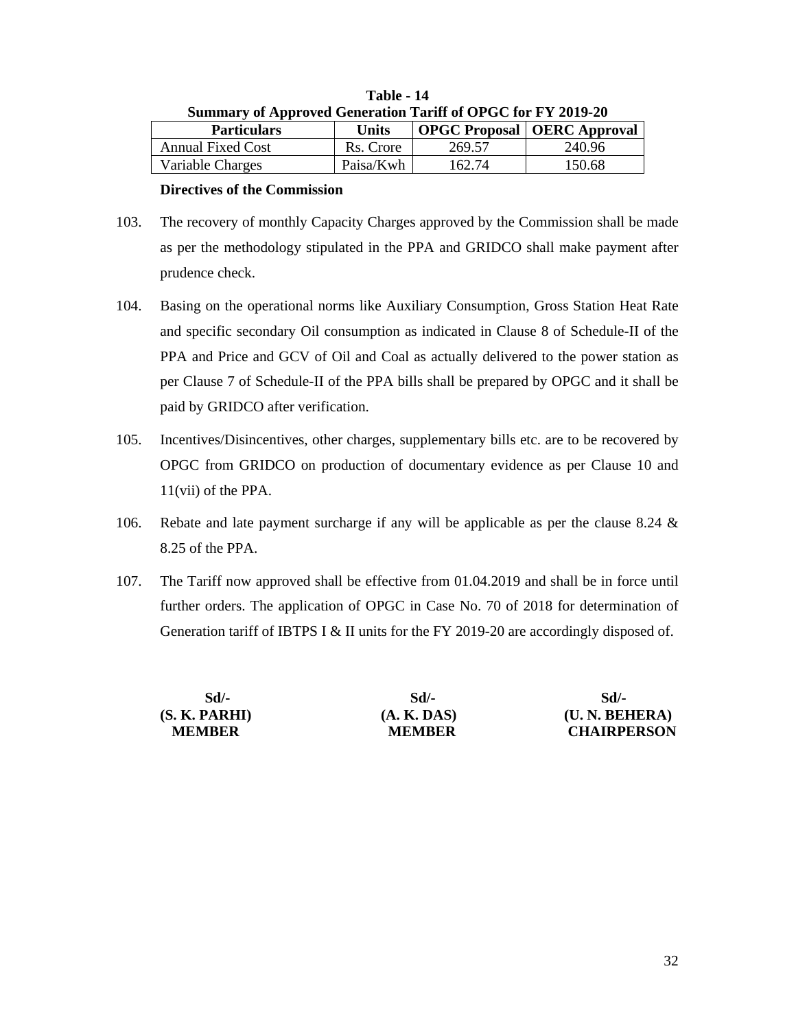**Table - 14**
**Summary of Approved Generation Tariff of OPGC for FY 2019-20**

| Particulars | Units | OPGC Proposal | OERC Approval |
|---|---|---|---|
| Annual Fixed Cost | Rs. Crore | 269.57 | 240.96 |
| Variable Charges | Paisa/Kwh | 162.74 | 150.68 |

**Directives of the Commission**

103. The recovery of monthly Capacity Charges approved by the Commission shall be made as per the methodology stipulated in the PPA and GRIDCO shall make payment after prudence check.

104. Basing on the operational norms like Auxiliary Consumption, Gross Station Heat Rate and specific secondary Oil consumption as indicated in Clause 8 of Schedule-II of the PPA and Price and GCV of Oil and Coal as actually delivered to the power station as per Clause 7 of Schedule-II of the PPA bills shall be prepared by OPGC and it shall be paid by GRIDCO after verification.

105. Incentives/Disincentives, other charges, supplementary bills etc. are to be recovered by OPGC from GRIDCO on production of documentary evidence as per Clause 10 and 11(vii) of the PPA.

106. Rebate and late payment surcharge if any will be applicable as per the clause 8.24 & 8.25 of the PPA.

107. The Tariff now approved shall be effective from 01.04.2019 and shall be in force until further orders. The application of OPGC in Case No. 70 of 2018 for determination of Generation tariff of IBTPS I & II units for the FY 2019-20 are accordingly disposed of.

| | | |
|---|---|---|
| **Sd/-** | **Sd/-** | **Sd/-** |
| **(S. K. PARHI)** | **(A. K. DAS)** | **(U. N. BEHERA)** |
| **MEMBER** | **MEMBER** | **CHAIRPERSON** |